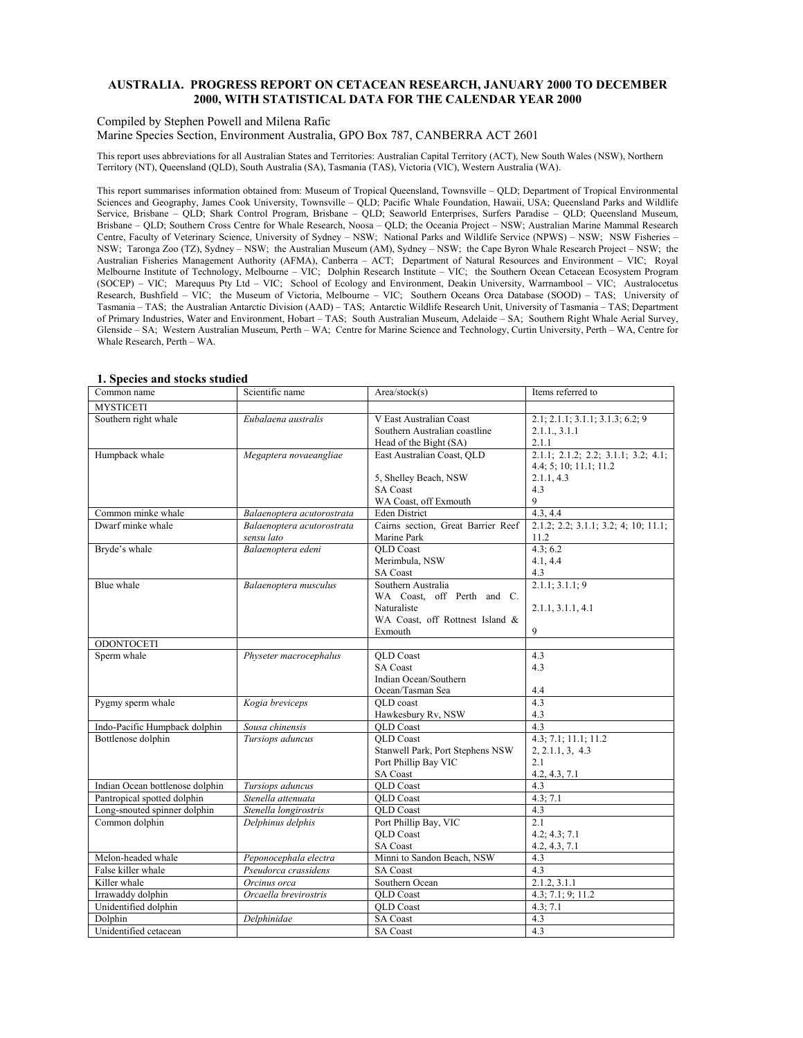# AUSTRALIA. PROGRESS REPORT ON CETACEAN RESEARCH, JANUARY 2000 TO DECEMBER 2000, WITH STATISTICAL DATA FOR THE CALENDAR YEAR 2000

Compiled by Stephen Powell and Milena Rafic
Marine Species Section, Environment Australia, GPO Box 787, CANBERRA ACT 2601

This report uses abbreviations for all Australian States and Territories: Australian Capital Territory (ACT), New South Wales (NSW), Northern Territory (NT), Queensland (QLD), South Australia (SA), Tasmania (TAS), Victoria (VIC), Western Australia (WA).

This report summarises information obtained from: Museum of Tropical Queensland, Townsville – QLD; Department of Tropical Environmental Sciences and Geography, James Cook University, Townsville – QLD; Pacific Whale Foundation, Hawaii, USA; Queensland Parks and Wildlife Service, Brisbane – QLD; Shark Control Program, Brisbane – QLD; Seaworld Enterprises, Surfers Paradise – QLD; Queensland Museum, Brisbane – QLD; Southern Cross Centre for Whale Research, Noosa – QLD; the Oceania Project – NSW; Australian Marine Mammal Research Centre, Faculty of Veterinary Science, University of Sydney – NSW; National Parks and Wildlife Service (NPWS) – NSW; NSW Fisheries – NSW; Taronga Zoo (TZ), Sydney – NSW; the Australian Museum (AM), Sydney – NSW; the Cape Byron Whale Research Project – NSW; the Australian Fisheries Management Authority (AFMA), Canberra – ACT; Department of Natural Resources and Environment – VIC; Royal Melbourne Institute of Technology, Melbourne – VIC; Dolphin Research Institute – VIC; the Southern Ocean Cetacean Ecosystem Program (SOCEP) – VIC; Marequus Pty Ltd – VIC; School of Ecology and Environment, Deakin University, Warrnambool – VIC; Australocetus Research, Bushfield – VIC; the Museum of Victoria, Melbourne – VIC; Southern Oceans Orca Database (SOOD) – TAS; University of Tasmania – TAS; the Australian Antarctic Division (AAD) – TAS; Antarctic Wildlife Research Unit, University of Tasmania – TAS; Department of Primary Industries, Water and Environment, Hobart – TAS; South Australian Museum, Adelaide – SA; Southern Right Whale Aerial Survey, Glenside – SA; Western Australian Museum, Perth – WA; Centre for Marine Science and Technology, Curtin University, Perth – WA, Centre for Whale Research, Perth – WA.

## 1. Species and stocks studied

| Common name | Scientific name | Area/stock(s) | Items referred to |
|---|---|---|---|
| MYSTICETI | | | |
| Southern right whale | *Eubalaena australis* | V East Australian Coast | 2.1; 2.1.1; 3.1.1; 3.1.3; 6.2; 9 |
| | | Southern Australian coastline | 2.1.1., 3.1.1 |
| | | Head of the Bight (SA) | 2.1.1 |
| Humpback whale | *Megaptera novaeangliae* | East Australian Coast, QLD | 2.1.1; 2.1.2; 2.2; 3.1.1; 3.2; 4.1; 4.4; 5; 10; 11.1; 11.2 |
| | | 5, Shelley Beach, NSW | 2.1.1, 4.3 |
| | | SA Coast | 4.3 |
| | | WA Coast, off Exmouth | 9 |
| Common minke whale | *Balaenoptera acutorostrata* | Eden District | 4.3, 4.4 |
| Dwarf minke whale | *Balaenoptera acutorostrata sensu lato* | Cairns section, Great Barrier Reef Marine Park | 2.1.2; 2.2; 3.1.1; 3.2; 4; 10; 11.1; 11.2 |
| Bryde's whale | *Balaenoptera edeni* | QLD Coast | 4.3; 6.2 |
| | | Merimbula, NSW | 4.1, 4.4 |
| | | SA Coast | 4.3 |
| Blue whale | *Balaenoptera musculus* | Southern Australia | 2.1.1; 3.1.1; 9 |
| | | WA Coast, off Perth and C. Naturaliste | 2.1.1, 3.1.1, 4.1 |
| | | WA Coast, off Rottnest Island & Exmouth | 9 |
| ODONTOCETI | | | |
| Sperm whale | *Physeter macrocephalus* | QLD Coast | 4.3 |
| | | SA Coast | 4.3 |
| | | Indian Ocean/Southern Ocean/Tasman Sea | 4.4 |
| Pygmy sperm whale | *Kogia breviceps* | QLD coast | 4.3 |
| | | Hawkesbury Rv, NSW | 4.3 |
| Indo-Pacific Humpback dolphin | *Sousa chinensis* | QLD Coast | 4.3 |
| Bottlenose dolphin | *Tursiops aduncus* | QLD Coast | 4.3; 7.1; 11.1; 11.2 |
| | | Stanwell Park, Port Stephens NSW | 2, 2.1.1, 3, 4.3 |
| | | Port Phillip Bay VIC | 2.1 |
| | | SA Coast | 4.2, 4.3, 7.1 |
| Indian Ocean bottlenose dolphin | *Tursiops aduncus* | QLD Coast | 4.3 |
| Pantropical spotted dolphin | *Stenella attenuata* | QLD Coast | 4.3; 7.1 |
| Long-snouted spinner dolphin | *Stenella longirostris* | QLD Coast | 4.3 |
| Common dolphin | *Delphinus delphis* | Port Phillip Bay, VIC | 2.1 |
| | | QLD Coast | 4.2; 4.3; 7.1 |
| | | SA Coast | 4.2, 4.3, 7.1 |
| Melon-headed whale | *Peponocephala electra* | Minni to Sandon Beach, NSW | 4.3 |
| False killer whale | *Pseudorca crassidens* | SA Coast | 4.3 |
| Killer whale | *Orcinus orca* | Southern Ocean | 2.1.2, 3.1.1 |
| Irrawaddy dolphin | *Orcaella brevirostris* | QLD Coast | 4.3; 7.1; 9; 11.2 |
| Unidentified dolphin | | QLD Coast | 4.3; 7.1 |
| Dolphin | *Delphinidae* | SA Coast | 4.3 |
| Unidentified cetacean | | SA Coast | 4.3 |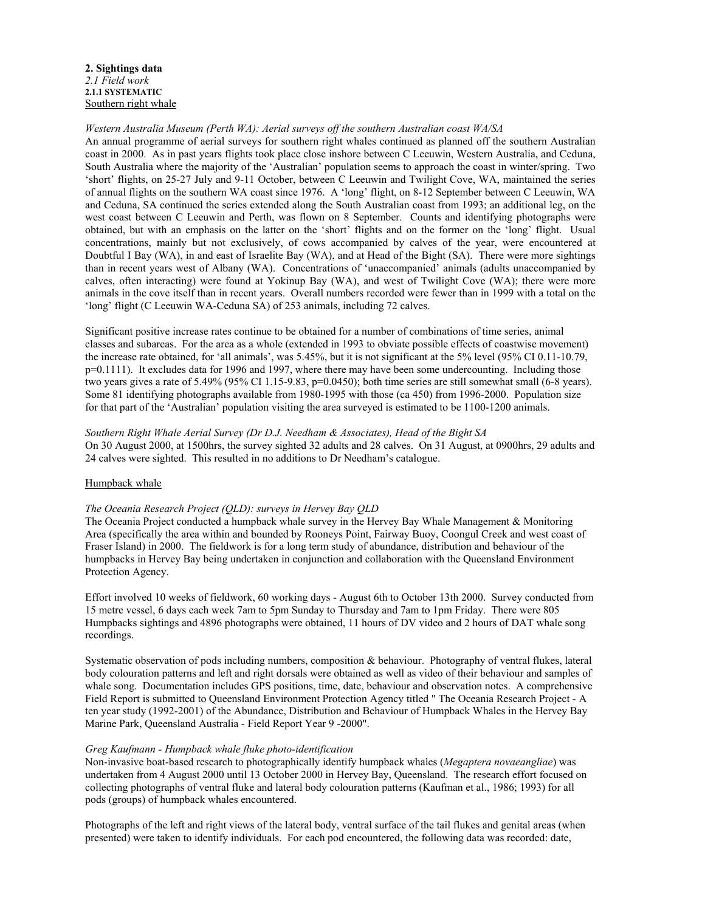## 2. Sightings data

*2.1 Field work*

**2.1.1 SYSTEMATIC**

<u>Southern right whale</u>

*Western Australia Museum (Perth WA): Aerial surveys off the southern Australian coast WA/SA*

An annual programme of aerial surveys for southern right whales continued as planned off the southern Australian coast in 2000. As in past years flights took place close inshore between C Leeuwin, Western Australia, and Ceduna, South Australia where the majority of the 'Australian' population seems to approach the coast in winter/spring. Two 'short' flights, on 25-27 July and 9-11 October, between C Leeuwin and Twilight Cove, WA, maintained the series of annual flights on the southern WA coast since 1976. A 'long' flight, on 8-12 September between C Leeuwin, WA and Ceduna, SA continued the series extended along the South Australian coast from 1993; an additional leg, on the west coast between C Leeuwin and Perth, was flown on 8 September. Counts and identifying photographs were obtained, but with an emphasis on the latter on the 'short' flights and on the former on the 'long' flight. Usual concentrations, mainly but not exclusively, of cows accompanied by calves of the year, were encountered at Doubtful I Bay (WA), in and east of Israelite Bay (WA), and at Head of the Bight (SA). There were more sightings than in recent years west of Albany (WA). Concentrations of 'unaccompanied' animals (adults unaccompanied by calves, often interacting) were found at Yokinup Bay (WA), and west of Twilight Cove (WA); there were more animals in the cove itself than in recent years. Overall numbers recorded were fewer than in 1999 with a total on the 'long' flight (C Leeuwin WA-Ceduna SA) of 253 animals, including 72 calves.

Significant positive increase rates continue to be obtained for a number of combinations of time series, animal classes and subareas. For the area as a whole (extended in 1993 to obviate possible effects of coastwise movement) the increase rate obtained, for 'all animals', was 5.45%, but it is not significant at the 5% level (95% CI 0.11-10.79, p=0.1111). It excludes data for 1996 and 1997, where there may have been some undercounting. Including those two years gives a rate of 5.49% (95% CI 1.15-9.83, p=0.0450); both time series are still somewhat small (6-8 years). Some 81 identifying photographs available from 1980-1995 with those (ca 450) from 1996-2000. Population size for that part of the 'Australian' population visiting the area surveyed is estimated to be 1100-1200 animals.

*Southern Right Whale Aerial Survey (Dr D.J. Needham & Associates), Head of the Bight SA*

On 30 August 2000, at 1500hrs, the survey sighted 32 adults and 28 calves. On 31 August, at 0900hrs, 29 adults and 24 calves were sighted. This resulted in no additions to Dr Needham's catalogue.

<u>Humpback whale</u>

*The Oceania Research Project (QLD): surveys in Hervey Bay QLD*

The Oceania Project conducted a humpback whale survey in the Hervey Bay Whale Management & Monitoring Area (specifically the area within and bounded by Rooneys Point, Fairway Buoy, Coongul Creek and west coast of Fraser Island) in 2000. The fieldwork is for a long term study of abundance, distribution and behaviour of the humpbacks in Hervey Bay being undertaken in conjunction and collaboration with the Queensland Environment Protection Agency.

Effort involved 10 weeks of fieldwork, 60 working days - August 6th to October 13th 2000. Survey conducted from 15 metre vessel, 6 days each week 7am to 5pm Sunday to Thursday and 7am to 1pm Friday. There were 805 Humpbacks sightings and 4896 photographs were obtained, 11 hours of DV video and 2 hours of DAT whale song recordings.

Systematic observation of pods including numbers, composition & behaviour. Photography of ventral flukes, lateral body colouration patterns and left and right dorsals were obtained as well as video of their behaviour and samples of whale song. Documentation includes GPS positions, time, date, behaviour and observation notes. A comprehensive Field Report is submitted to Queensland Environment Protection Agency titled " The Oceania Research Project - A ten year study (1992-2001) of the Abundance, Distribution and Behaviour of Humpback Whales in the Hervey Bay Marine Park, Queensland Australia - Field Report Year 9 -2000".

*Greg Kaufmann - Humpback whale fluke photo-identification*

Non-invasive boat-based research to photographically identify humpback whales (*Megaptera novaeangliae*) was undertaken from 4 August 2000 until 13 October 2000 in Hervey Bay, Queensland. The research effort focused on collecting photographs of ventral fluke and lateral body colouration patterns (Kaufman et al., 1986; 1993) for all pods (groups) of humpback whales encountered.

Photographs of the left and right views of the lateral body, ventral surface of the tail flukes and genital areas (when presented) were taken to identify individuals. For each pod encountered, the following data was recorded: date,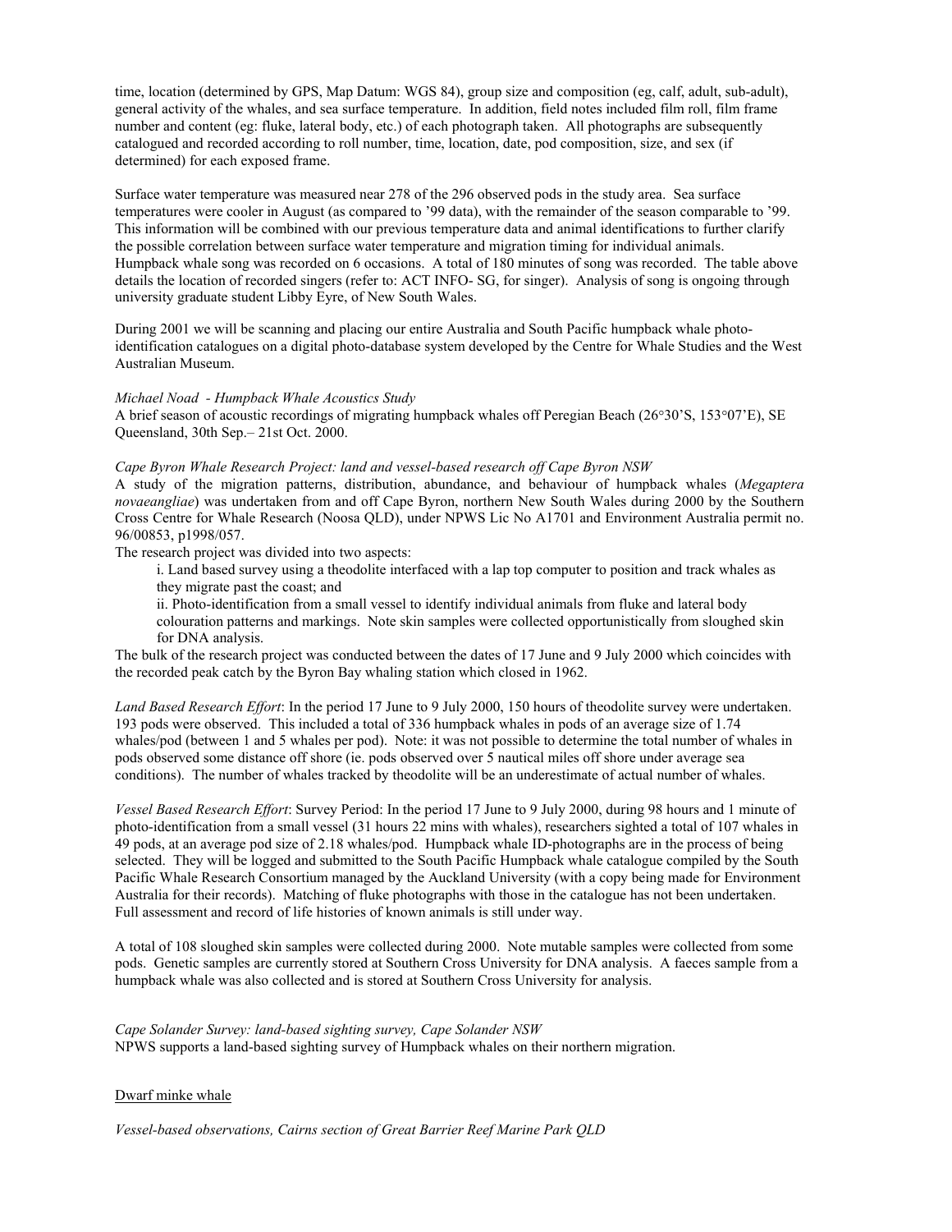time, location (determined by GPS, Map Datum: WGS 84), group size and composition (eg, calf, adult, sub-adult), general activity of the whales, and sea surface temperature. In addition, field notes included film roll, film frame number and content (eg: fluke, lateral body, etc.) of each photograph taken. All photographs are subsequently catalogued and recorded according to roll number, time, location, date, pod composition, size, and sex (if determined) for each exposed frame.

Surface water temperature was measured near 278 of the 296 observed pods in the study area. Sea surface temperatures were cooler in August (as compared to '99 data), with the remainder of the season comparable to '99. This information will be combined with our previous temperature data and animal identifications to further clarify the possible correlation between surface water temperature and migration timing for individual animals. Humpback whale song was recorded on 6 occasions. A total of 180 minutes of song was recorded. The table above details the location of recorded singers (refer to: ACT INFO- SG, for singer). Analysis of song is ongoing through university graduate student Libby Eyre, of New South Wales.

During 2001 we will be scanning and placing our entire Australia and South Pacific humpback whale photo-identification catalogues on a digital photo-database system developed by the Centre for Whale Studies and the West Australian Museum.

*Michael Noad - Humpback Whale Acoustics Study*

A brief season of acoustic recordings of migrating humpback whales off Peregian Beach (26°30'S, 153°07'E), SE Queensland, 30th Sep.– 21st Oct. 2000.

*Cape Byron Whale Research Project: land and vessel-based research off Cape Byron NSW*

A study of the migration patterns, distribution, abundance, and behaviour of humpback whales (*Megaptera novaeangliae*) was undertaken from and off Cape Byron, northern New South Wales during 2000 by the Southern Cross Centre for Whale Research (Noosa QLD), under NPWS Lic No A1701 and Environment Australia permit no. 96/00853, p1998/057.

The research project was divided into two aspects:

i. Land based survey using a theodolite interfaced with a lap top computer to position and track whales as they migrate past the coast; and

ii. Photo-identification from a small vessel to identify individual animals from fluke and lateral body colouration patterns and markings. Note skin samples were collected opportunistically from sloughed skin for DNA analysis.

The bulk of the research project was conducted between the dates of 17 June and 9 July 2000 which coincides with the recorded peak catch by the Byron Bay whaling station which closed in 1962.

*Land Based Research Effort*: In the period 17 June to 9 July 2000, 150 hours of theodolite survey were undertaken. 193 pods were observed. This included a total of 336 humpback whales in pods of an average size of 1.74 whales/pod (between 1 and 5 whales per pod). Note: it was not possible to determine the total number of whales in pods observed some distance off shore (ie. pods observed over 5 nautical miles off shore under average sea conditions). The number of whales tracked by theodolite will be an underestimate of actual number of whales.

*Vessel Based Research Effort*: Survey Period: In the period 17 June to 9 July 2000, during 98 hours and 1 minute of photo-identification from a small vessel (31 hours 22 mins with whales), researchers sighted a total of 107 whales in 49 pods, at an average pod size of 2.18 whales/pod. Humpback whale ID-photographs are in the process of being selected. They will be logged and submitted to the South Pacific Humpback whale catalogue compiled by the South Pacific Whale Research Consortium managed by the Auckland University (with a copy being made for Environment Australia for their records). Matching of fluke photographs with those in the catalogue has not been undertaken. Full assessment and record of life histories of known animals is still under way.

A total of 108 sloughed skin samples were collected during 2000. Note mutable samples were collected from some pods. Genetic samples are currently stored at Southern Cross University for DNA analysis. A faeces sample from a humpback whale was also collected and is stored at Southern Cross University for analysis.

*Cape Solander Survey: land-based sighting survey, Cape Solander NSW*

NPWS supports a land-based sighting survey of Humpback whales on their northern migration.

## Dwarf minke whale

*Vessel-based observations, Cairns section of Great Barrier Reef Marine Park QLD*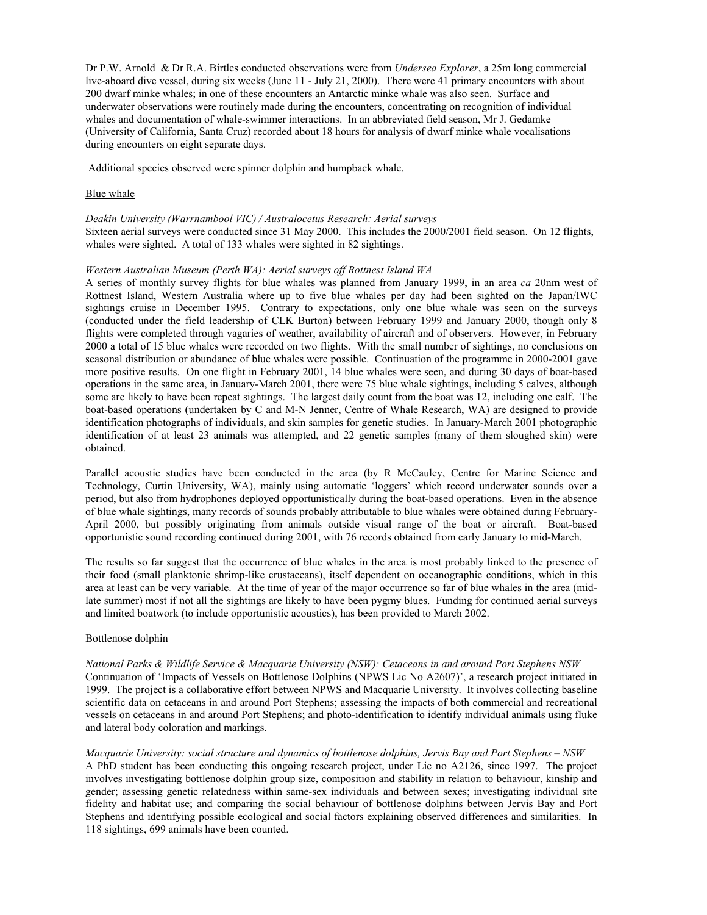Dr P.W. Arnold & Dr R.A. Birtles conducted observations were from *Undersea Explorer*, a 25m long commercial live-aboard dive vessel, during six weeks (June 11 - July 21, 2000). There were 41 primary encounters with about 200 dwarf minke whales; in one of these encounters an Antarctic minke whale was also seen. Surface and underwater observations were routinely made during the encounters, concentrating on recognition of individual whales and documentation of whale-swimmer interactions. In an abbreviated field season, Mr J. Gedamke (University of California, Santa Cruz) recorded about 18 hours for analysis of dwarf minke whale vocalisations during encounters on eight separate days.

Additional species observed were spinner dolphin and humpback whale.

## Blue whale

*Deakin University (Warrnambool VIC) / Australocetus Research: Aerial surveys*

Sixteen aerial surveys were conducted since 31 May 2000. This includes the 2000/2001 field season. On 12 flights, whales were sighted. A total of 133 whales were sighted in 82 sightings.

*Western Australian Museum (Perth WA): Aerial surveys off Rottnest Island WA*

A series of monthly survey flights for blue whales was planned from January 1999, in an area *ca* 20nm west of Rottnest Island, Western Australia where up to five blue whales per day had been sighted on the Japan/IWC sightings cruise in December 1995. Contrary to expectations, only one blue whale was seen on the surveys (conducted under the field leadership of CLK Burton) between February 1999 and January 2000, though only 8 flights were completed through vagaries of weather, availability of aircraft and of observers. However, in February 2000 a total of 15 blue whales were recorded on two flights. With the small number of sightings, no conclusions on seasonal distribution or abundance of blue whales were possible. Continuation of the programme in 2000-2001 gave more positive results. On one flight in February 2001, 14 blue whales were seen, and during 30 days of boat-based operations in the same area, in January-March 2001, there were 75 blue whale sightings, including 5 calves, although some are likely to have been repeat sightings. The largest daily count from the boat was 12, including one calf. The boat-based operations (undertaken by C and M-N Jenner, Centre of Whale Research, WA) are designed to provide identification photographs of individuals, and skin samples for genetic studies. In January-March 2001 photographic identification of at least 23 animals was attempted, and 22 genetic samples (many of them sloughed skin) were obtained.

Parallel acoustic studies have been conducted in the area (by R McCauley, Centre for Marine Science and Technology, Curtin University, WA), mainly using automatic 'loggers' which record underwater sounds over a period, but also from hydrophones deployed opportunistically during the boat-based operations. Even in the absence of blue whale sightings, many records of sounds probably attributable to blue whales were obtained during February-April 2000, but possibly originating from animals outside visual range of the boat or aircraft. Boat-based opportunistic sound recording continued during 2001, with 76 records obtained from early January to mid-March.

The results so far suggest that the occurrence of blue whales in the area is most probably linked to the presence of their food (small planktonic shrimp-like crustaceans), itself dependent on oceanographic conditions, which in this area at least can be very variable. At the time of year of the major occurrence so far of blue whales in the area (mid-late summer) most if not all the sightings are likely to have been pygmy blues. Funding for continued aerial surveys and limited boatwork (to include opportunistic acoustics), has been provided to March 2002.

## Bottlenose dolphin

*National Parks & Wildlife Service & Macquarie University (NSW): Cetaceans in and around Port Stephens NSW*

Continuation of 'Impacts of Vessels on Bottlenose Dolphins (NPWS Lic No A2607)', a research project initiated in 1999. The project is a collaborative effort between NPWS and Macquarie University. It involves collecting baseline scientific data on cetaceans in and around Port Stephens; assessing the impacts of both commercial and recreational vessels on cetaceans in and around Port Stephens; and photo-identification to identify individual animals using fluke and lateral body coloration and markings.

*Macquarie University: social structure and dynamics of bottlenose dolphins, Jervis Bay and Port Stephens – NSW*

A PhD student has been conducting this ongoing research project, under Lic no A2126, since 1997. The project involves investigating bottlenose dolphin group size, composition and stability in relation to behaviour, kinship and gender; assessing genetic relatedness within same-sex individuals and between sexes; investigating individual site fidelity and habitat use; and comparing the social behaviour of bottlenose dolphins between Jervis Bay and Port Stephens and identifying possible ecological and social factors explaining observed differences and similarities. In 118 sightings, 699 animals have been counted.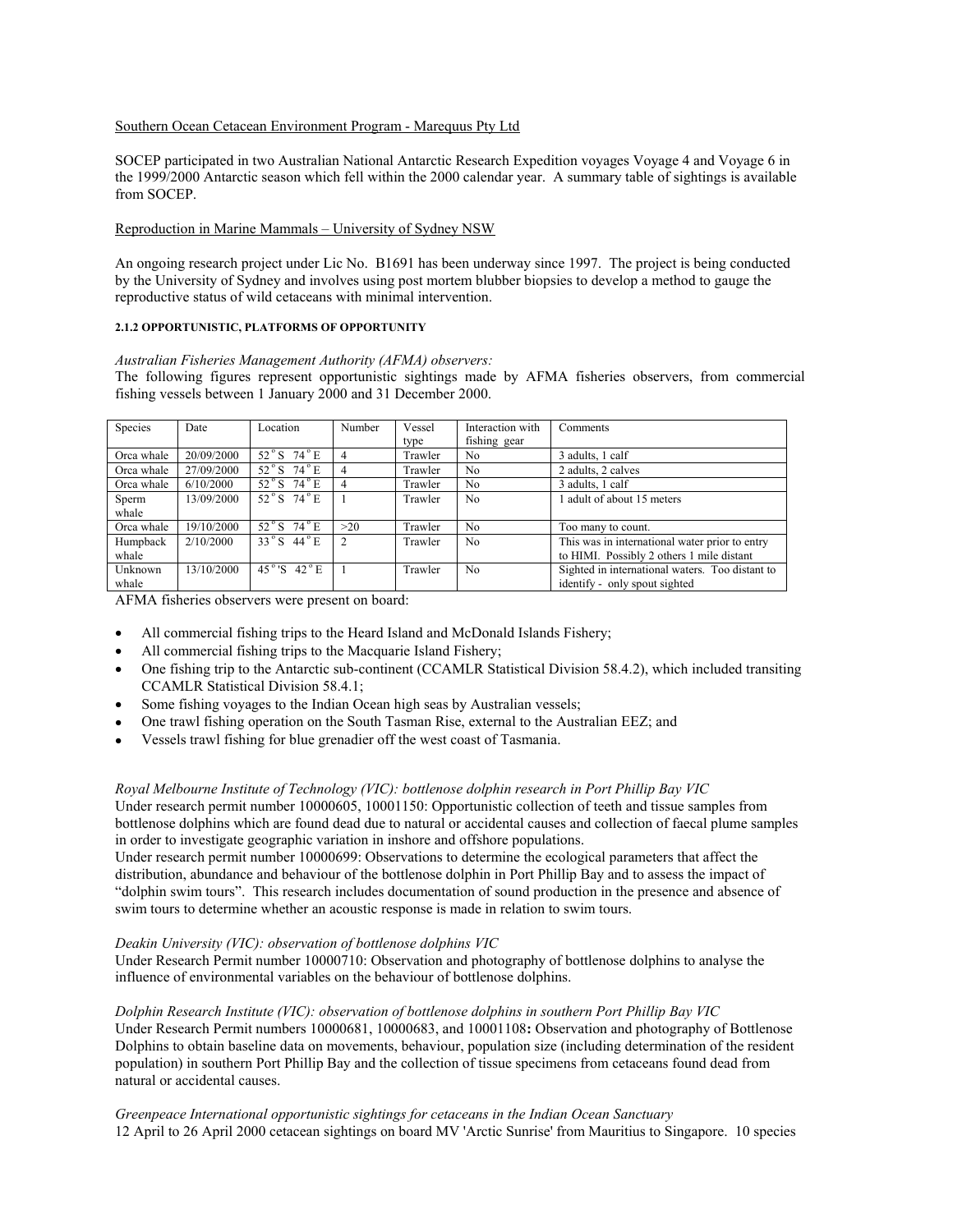Southern Ocean Cetacean Environment Program - Marequus Pty Ltd

SOCEP participated in two Australian National Antarctic Research Expedition voyages Voyage 4 and Voyage 6 in the 1999/2000 Antarctic season which fell within the 2000 calendar year. A summary table of sightings is available from SOCEP.

Reproduction in Marine Mammals – University of Sydney NSW

An ongoing research project under Lic No. B1691 has been underway since 1997. The project is being conducted by the University of Sydney and involves using post mortem blubber biopsies to develop a method to gauge the reproductive status of wild cetaceans with minimal intervention.

#### 2.1.2 OPPORTUNISTIC, PLATFORMS OF OPPORTUNITY

*Australian Fisheries Management Authority (AFMA) observers:*
The following figures represent opportunistic sightings made by AFMA fisheries observers, from commercial fishing vessels between 1 January 2000 and 31 December 2000.

| Species | Date | Location | Number | Vessel type | Interaction with fishing gear | Comments |
|---|---|---|---|---|---|---|
| Orca whale | 20/09/2000 | 52°S 74°E | 4 | Trawler | No | 3 adults, 1 calf |
| Orca whale | 27/09/2000 | 52°S 74°E | 4 | Trawler | No | 2 adults, 2 calves |
| Orca whale | 6/10/2000 | 52°S 74°E | 4 | Trawler | No | 3 adults, 1 calf |
| Sperm whale | 13/09/2000 | 52°S 74°E | 1 | Trawler | No | 1 adult of about 15 meters |
| Orca whale | 19/10/2000 | 52°S 74°E | >20 | Trawler | No | Too many to count. |
| Humpback whale | 2/10/2000 | 33°S 44°E | 2 | Trawler | No | This was in international water prior to entry to HIMI. Possibly 2 others 1 mile distant |
| Unknown whale | 13/10/2000 | 45°'S 42°E | 1 | Trawler | No | Sighted in international waters. Too distant to identify - only spout sighted |

AFMA fisheries observers were present on board:

- All commercial fishing trips to the Heard Island and McDonald Islands Fishery;
- All commercial fishing trips to the Macquarie Island Fishery;
- One fishing trip to the Antarctic sub-continent (CCAMLR Statistical Division 58.4.2), which included transiting CCAMLR Statistical Division 58.4.1;
- Some fishing voyages to the Indian Ocean high seas by Australian vessels;
- One trawl fishing operation on the South Tasman Rise, external to the Australian EEZ; and
- Vessels trawl fishing for blue grenadier off the west coast of Tasmania.

*Royal Melbourne Institute of Technology (VIC): bottlenose dolphin research in Port Phillip Bay VIC*
Under research permit number 10000605, 10001150: Opportunistic collection of teeth and tissue samples from bottlenose dolphins which are found dead due to natural or accidental causes and collection of faecal plume samples in order to investigate geographic variation in inshore and offshore populations.
Under research permit number 10000699: Observations to determine the ecological parameters that affect the distribution, abundance and behaviour of the bottlenose dolphin in Port Phillip Bay and to assess the impact of "dolphin swim tours". This research includes documentation of sound production in the presence and absence of swim tours to determine whether an acoustic response is made in relation to swim tours.

*Deakin University (VIC): observation of bottlenose dolphins VIC*
Under Research Permit number 10000710: Observation and photography of bottlenose dolphins to analyse the influence of environmental variables on the behaviour of bottlenose dolphins.

*Dolphin Research Institute (VIC): observation of bottlenose dolphins in southern Port Phillip Bay VIC*
Under Research Permit numbers 10000681, 10000683, and 10001108**:** Observation and photography of Bottlenose Dolphins to obtain baseline data on movements, behaviour, population size (including determination of the resident population) in southern Port Phillip Bay and the collection of tissue specimens from cetaceans found dead from natural or accidental causes.

*Greenpeace International opportunistic sightings for cetaceans in the Indian Ocean Sanctuary*
12 April to 26 April 2000 cetacean sightings on board MV 'Arctic Sunrise' from Mauritius to Singapore. 10 species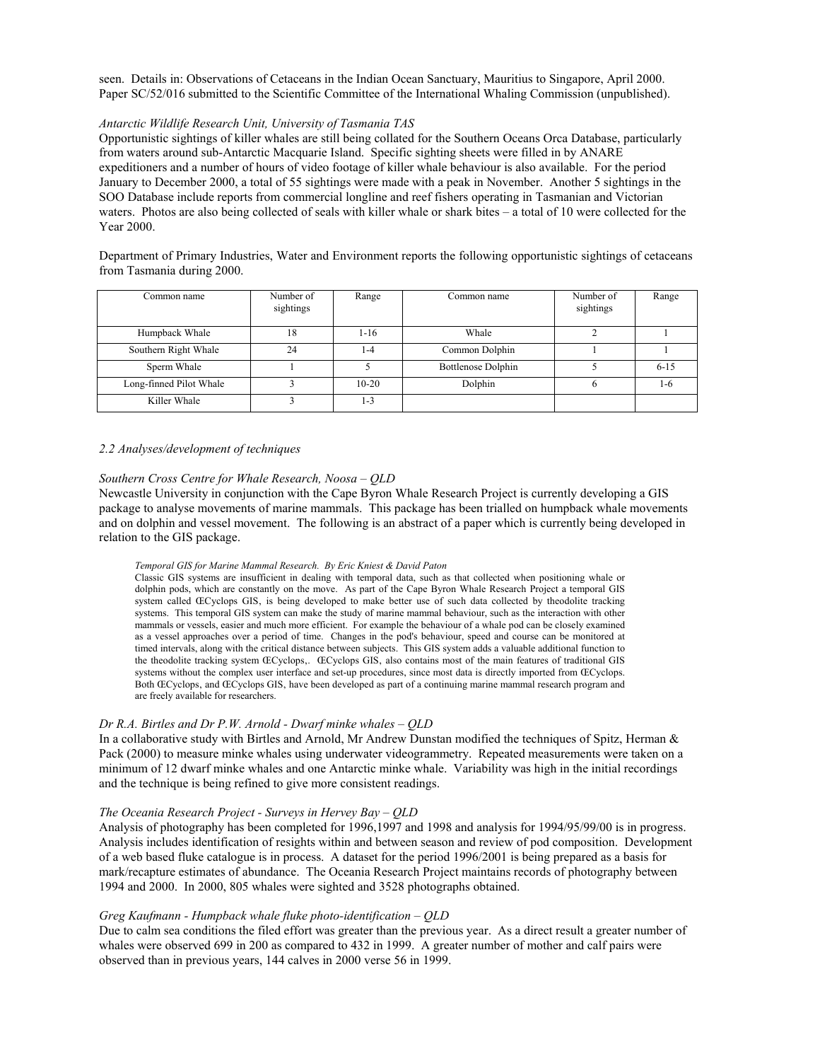seen. Details in: Observations of Cetaceans in the Indian Ocean Sanctuary, Mauritius to Singapore, April 2000. Paper SC/52/016 submitted to the Scientific Committee of the International Whaling Commission (unpublished).

*Antarctic Wildlife Research Unit, University of Tasmania TAS*

Opportunistic sightings of killer whales are still being collated for the Southern Oceans Orca Database, particularly from waters around sub-Antarctic Macquarie Island. Specific sighting sheets were filled in by ANARE expeditioners and a number of hours of video footage of killer whale behaviour is also available. For the period January to December 2000, a total of 55 sightings were made with a peak in November. Another 5 sightings in the SOO Database include reports from commercial longline and reef fishers operating in Tasmanian and Victorian waters. Photos are also being collected of seals with killer whale or shark bites – a total of 10 were collected for the Year 2000.

Department of Primary Industries, Water and Environment reports the following opportunistic sightings of cetaceans from Tasmania during 2000.

| Common name | Number of sightings | Range | Common name | Number of sightings | Range |
|---|---|---|---|---|---|
| Humpback Whale | 18 | 1-16 | Whale | 2 | 1 |
| Southern Right Whale | 24 | 1-4 | Common Dolphin | 1 | 1 |
| Sperm Whale | 1 | 5 | Bottlenose Dolphin | 5 | 6-15 |
| Long-finned Pilot Whale | 3 | 10-20 | Dolphin | 6 | 1-6 |
| Killer Whale | 3 | 1-3 | | | |

*2.2 Analyses/development of techniques*

*Southern Cross Centre for Whale Research, Noosa – QLD*

Newcastle University in conjunction with the Cape Byron Whale Research Project is currently developing a GIS package to analyse movements of marine mammals. This package has been trialled on humpback whale movements and on dolphin and vessel movement. The following is an abstract of a paper which is currently being developed in relation to the GIS package.

> *Temporal GIS for Marine Mammal Research. By Eric Kniest & David Paton*
>
> Classic GIS systems are insufficient in dealing with temporal data, such as that collected when positioning whale or dolphin pods, which are constantly on the move. As part of the Cape Byron Whale Research Project a temporal GIS system called ŒCyclops GIS, is being developed to make better use of such data collected by theodolite tracking systems. This temporal GIS system can make the study of marine mammal behaviour, such as the interaction with other mammals or vessels, easier and much more efficient. For example the behaviour of a whale pod can be closely examined as a vessel approaches over a period of time. Changes in the pod's behaviour, speed and course can be monitored at timed intervals, along with the critical distance between subjects. This GIS system adds a valuable additional function to the theodolite tracking system ŒCyclops,. ŒCyclops GIS, also contains most of the main features of traditional GIS systems without the complex user interface and set-up procedures, since most data is directly imported from ŒCyclops. Both ŒCyclops, and ŒCyclops GIS, have been developed as part of a continuing marine mammal research program and are freely available for researchers.

*Dr R.A. Birtles and Dr P.W. Arnold - Dwarf minke whales – QLD*

In a collaborative study with Birtles and Arnold, Mr Andrew Dunstan modified the techniques of Spitz, Herman & Pack (2000) to measure minke whales using underwater videogrammetry. Repeated measurements were taken on a minimum of 12 dwarf minke whales and one Antarctic minke whale. Variability was high in the initial recordings and the technique is being refined to give more consistent readings.

*The Oceania Research Project - Surveys in Hervey Bay – QLD*

Analysis of photography has been completed for 1996,1997 and 1998 and analysis for 1994/95/99/00 is in progress. Analysis includes identification of resights within and between season and review of pod composition. Development of a web based fluke catalogue is in process. A dataset for the period 1996/2001 is being prepared as a basis for mark/recapture estimates of abundance. The Oceania Research Project maintains records of photography between 1994 and 2000. In 2000, 805 whales were sighted and 3528 photographs obtained.

*Greg Kaufmann - Humpback whale fluke photo-identification – QLD*

Due to calm sea conditions the filed effort was greater than the previous year. As a direct result a greater number of whales were observed 699 in 200 as compared to 432 in 1999. A greater number of mother and calf pairs were observed than in previous years, 144 calves in 2000 verse 56 in 1999.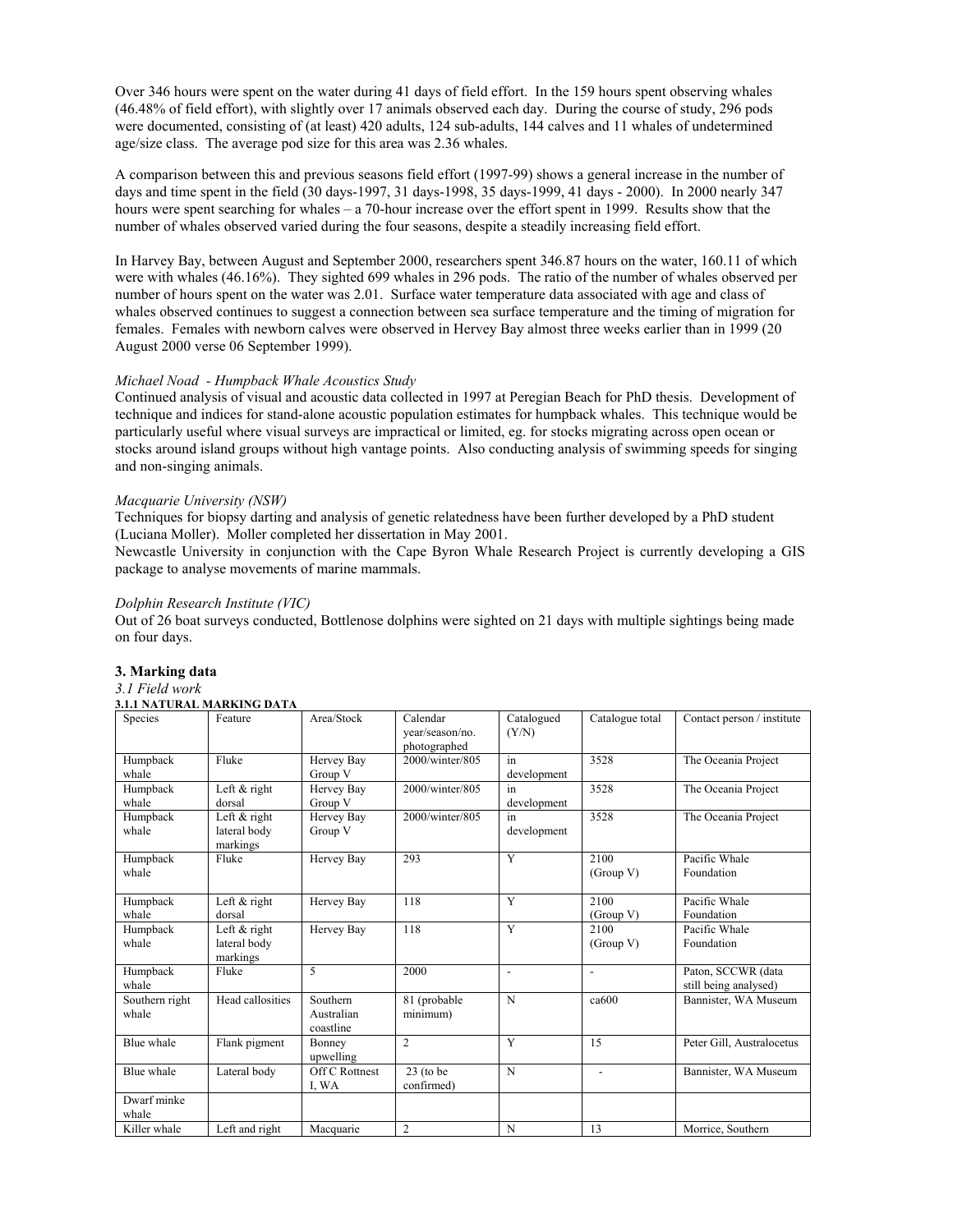Over 346 hours were spent on the water during 41 days of field effort. In the 159 hours spent observing whales (46.48% of field effort), with slightly over 17 animals observed each day. During the course of study, 296 pods were documented, consisting of (at least) 420 adults, 124 sub-adults, 144 calves and 11 whales of undetermined age/size class. The average pod size for this area was 2.36 whales.

A comparison between this and previous seasons field effort (1997-99) shows a general increase in the number of days and time spent in the field (30 days-1997, 31 days-1998, 35 days-1999, 41 days - 2000). In 2000 nearly 347 hours were spent searching for whales – a 70-hour increase over the effort spent in 1999. Results show that the number of whales observed varied during the four seasons, despite a steadily increasing field effort.

In Harvey Bay, between August and September 2000, researchers spent 346.87 hours on the water, 160.11 of which were with whales (46.16%). They sighted 699 whales in 296 pods. The ratio of the number of whales observed per number of hours spent on the water was 2.01. Surface water temperature data associated with age and class of whales observed continues to suggest a connection between sea surface temperature and the timing of migration for females. Females with newborn calves were observed in Hervey Bay almost three weeks earlier than in 1999 (20 August 2000 verse 06 September 1999).

*Michael Noad - Humpback Whale Acoustics Study*

Continued analysis of visual and acoustic data collected in 1997 at Peregian Beach for PhD thesis. Development of technique and indices for stand-alone acoustic population estimates for humpback whales. This technique would be particularly useful where visual surveys are impractical or limited, eg. for stocks migrating across open ocean or stocks around island groups without high vantage points. Also conducting analysis of swimming speeds for singing and non-singing animals.

*Macquarie University (NSW)*

Techniques for biopsy darting and analysis of genetic relatedness have been further developed by a PhD student (Luciana Moller). Moller completed her dissertation in May 2001.

Newcastle University in conjunction with the Cape Byron Whale Research Project is currently developing a GIS package to analyse movements of marine mammals.

*Dolphin Research Institute (VIC)*

Out of 26 boat surveys conducted, Bottlenose dolphins were sighted on 21 days with multiple sightings being made on four days.

## 3. Marking data

*3.1 Field work*

**3.1.1 NATURAL MARKING DATA**

| Species | Feature | Area/Stock | Calendar year/season/no. photographed | Catalogued (Y/N) | Catalogue total | Contact person / institute |
|---|---|---|---|---|---|---|
| Humpback whale | Fluke | Hervey Bay Group V | 2000/winter/805 | in development | 3528 | The Oceania Project |
| Humpback whale | Left & right dorsal | Hervey Bay Group V | 2000/winter/805 | in development | 3528 | The Oceania Project |
| Humpback whale | Left & right lateral body markings | Hervey Bay Group V | 2000/winter/805 | in development | 3528 | The Oceania Project |
| Humpback whale | Fluke | Hervey Bay | 293 | Y | 2100 (Group V) | Pacific Whale Foundation |
| Humpback whale | Left & right dorsal | Hervey Bay | 118 | Y | 2100 (Group V) | Pacific Whale Foundation |
| Humpback whale | Left & right lateral body markings | Hervey Bay | 118 | Y | 2100 (Group V) | Pacific Whale Foundation |
| Humpback whale | Fluke | 5 | 2000 | - | - | Paton, SCCWR (data still being analysed) |
| Southern right whale | Head callosities | Southern Australian coastline | 81 (probable minimum) | N | ca600 | Bannister, WA Museum |
| Blue whale | Flank pigment | Bonney upwelling | 2 | Y | 15 | Peter Gill, Australocetus |
| Blue whale | Lateral body | Off C Rottnest I, WA | 23 (to be confirmed) | N | - | Bannister, WA Museum |
| Dwarf minke whale | | | | | | |
| Killer whale | Left and right | Macquarie | 2 | N | 13 | Morrice, Southern |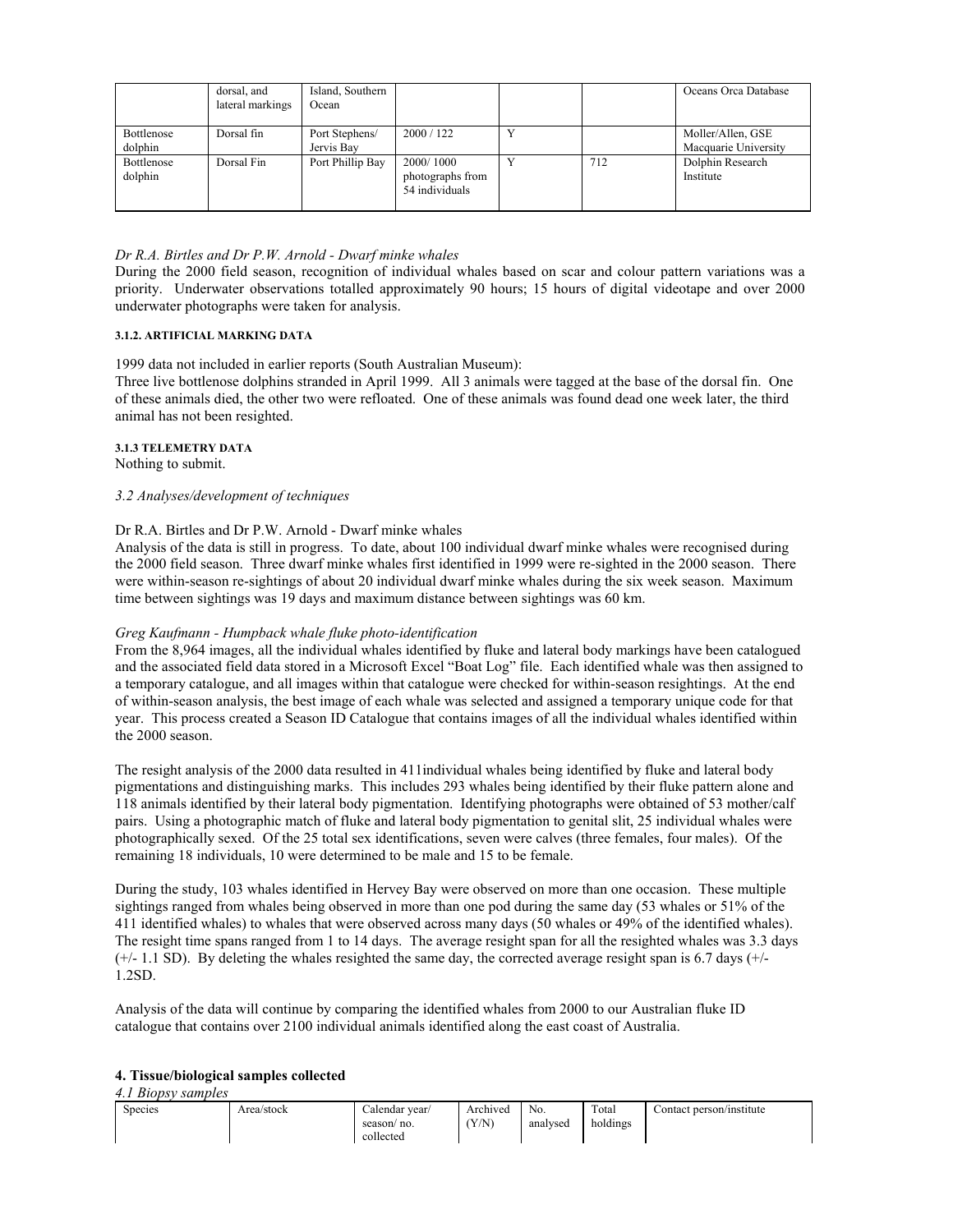|  | dorsal, and lateral markings | Island, Southern Ocean |  |  |  | Oceans Orca Database |
| --- | --- | --- | --- | --- | --- | --- |
| Bottlenose dolphin | Dorsal fin | Port Stephens/ Jervis Bay | 2000 / 122 | Y |  | Moller/Allen, GSE Macquarie University |
| Bottlenose dolphin | Dorsal Fin | Port Phillip Bay | 2000/ 1000 photographs from 54 individuals | Y | 712 | Dolphin Research Institute |

*Dr R.A. Birtles and Dr P.W. Arnold - Dwarf minke whales*

During the 2000 field season, recognition of individual whales based on scar and colour pattern variations was a priority. Underwater observations totalled approximately 90 hours; 15 hours of digital videotape and over 2000 underwater photographs were taken for analysis.

###### 3.1.2. ARTIFICIAL MARKING DATA

1999 data not included in earlier reports (South Australian Museum):
Three live bottlenose dolphins stranded in April 1999. All 3 animals were tagged at the base of the dorsal fin. One of these animals died, the other two were refloated. One of these animals was found dead one week later, the third animal has not been resighted.

###### 3.1.3 TELEMETRY DATA

Nothing to submit.

*3.2 Analyses/development of techniques*

Dr R.A. Birtles and Dr P.W. Arnold - Dwarf minke whales

Analysis of the data is still in progress. To date, about 100 individual dwarf minke whales were recognised during the 2000 field season. Three dwarf minke whales first identified in 1999 were re-sighted in the 2000 season. There were within-season re-sightings of about 20 individual dwarf minke whales during the six week season. Maximum time between sightings was 19 days and maximum distance between sightings was 60 km.

*Greg Kaufmann - Humpback whale fluke photo-identification*

From the 8,964 images, all the individual whales identified by fluke and lateral body markings have been catalogued and the associated field data stored in a Microsoft Excel "Boat Log" file. Each identified whale was then assigned to a temporary catalogue, and all images within that catalogue were checked for within-season resightings. At the end of within-season analysis, the best image of each whale was selected and assigned a temporary unique code for that year. This process created a Season ID Catalogue that contains images of all the individual whales identified within the 2000 season.

The resight analysis of the 2000 data resulted in 411individual whales being identified by fluke and lateral body pigmentations and distinguishing marks. This includes 293 whales being identified by their fluke pattern alone and 118 animals identified by their lateral body pigmentation. Identifying photographs were obtained of 53 mother/calf pairs. Using a photographic match of fluke and lateral body pigmentation to genital slit, 25 individual whales were photographically sexed. Of the 25 total sex identifications, seven were calves (three females, four males). Of the remaining 18 individuals, 10 were determined to be male and 15 to be female.

During the study, 103 whales identified in Hervey Bay were observed on more than one occasion. These multiple sightings ranged from whales being observed in more than one pod during the same day (53 whales or 51% of the 411 identified whales) to whales that were observed across many days (50 whales or 49% of the identified whales). The resight time spans ranged from 1 to 14 days. The average resight span for all the resighted whales was 3.3 days (+/- 1.1 SD). By deleting the whales resighted the same day, the corrected average resight span is 6.7 days (+/- 1.2SD.

Analysis of the data will continue by comparing the identified whales from 2000 to our Australian fluke ID catalogue that contains over 2100 individual animals identified along the east coast of Australia.

**4. Tissue/biological samples collected**

*4.1 Biopsy samples*

| Species | Area/stock | Calendar year/ season/ no. collected | Archived (Y/N) | No. analysed | Total holdings | Contact person/institute |
| --- | --- | --- | --- | --- | --- | --- |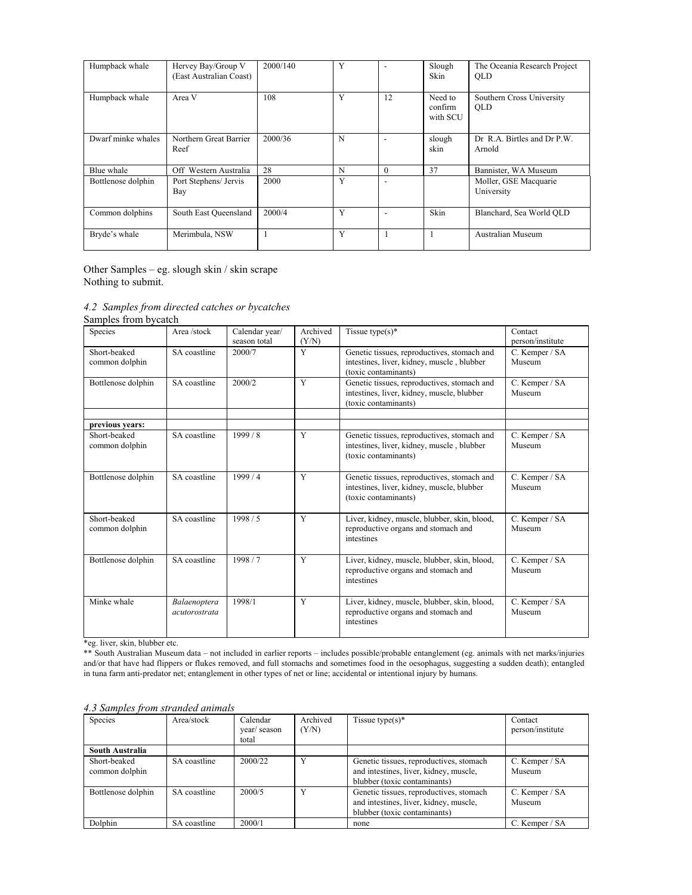| Humpback whale | Hervey Bay/Group V (East Australian Coast) | 2000/140 | Y | - | Slough Skin | The Oceania Research Project QLD |
|---|---|---|---|---|---|---|
| Humpback whale | Area V | 108 | Y | 12 | Need to confirm with SCU | Southern Cross University QLD |
| Dwarf minke whales | Northern Great Barrier Reef | 2000/36 | N | - | slough skin | Dr R.A. Birtles and Dr P.W. Arnold |
| Blue whale | Off Western Australia | 28 | N | 0 | 37 | Bannister, WA Museum |
| Bottlenose dolphin | Port Stephens/ Jervis Bay | 2000 | Y | - | | Moller, GSE Macquarie University |
| Common dolphins | South East Queensland | 2000/4 | Y | - | Skin | Blanchard, Sea World QLD |
| Bryde's whale | Merimbula, NSW | 1 | Y | 1 | 1 | Australian Museum |

Other Samples – eg. slough skin / skin scrape
Nothing to submit.

### *4.2 Samples from directed catches or bycatches*

Samples from bycatch

| Species | Area /stock | Calendar year/ season total | Archived (Y/N) | Tissue type(s)* | Contact person/institute |
|---|---|---|---|---|---|
| Short-beaked common dolphin | SA coastline | 2000/7 | Y | Genetic tissues, reproductives, stomach and intestines, liver, kidney, muscle , blubber (toxic contaminants) | C. Kemper / SA Museum |
| Bottlenose dolphin | SA coastline | 2000/2 | Y | Genetic tissues, reproductives, stomach and intestines, liver, kidney, muscle, blubber (toxic contaminants) | C. Kemper / SA Museum |
| | | | | | |
| **previous years:** | | | | | |
| Short-beaked common dolphin | SA coastline | 1999 / 8 | Y | Genetic tissues, reproductives, stomach and intestines, liver, kidney, muscle , blubber (toxic contaminants) | C. Kemper / SA Museum |
| Bottlenose dolphin | SA coastline | 1999 / 4 | Y | Genetic tissues, reproductives, stomach and intestines, liver, kidney, muscle, blubber (toxic contaminants) | C. Kemper / SA Museum |
| Short-beaked common dolphin | SA coastline | 1998 / 5 | Y | Liver, kidney, muscle, blubber, skin, blood, reproductive organs and stomach and intestines | C. Kemper / SA Museum |
| Bottlenose dolphin | SA coastline | 1998 / 7 | Y | Liver, kidney, muscle, blubber, skin, blood, reproductive organs and stomach and intestines | C. Kemper / SA Museum |
| Minke whale | *Balaenoptera acutorostrata* | 1998/1 | Y | Liver, kidney, muscle, blubber, skin, blood, reproductive organs and stomach and intestines | C. Kemper / SA Museum |

*eg. liver, skin, blubber etc.

** South Australian Museum data – not included in earlier reports – includes possible/probable entanglement (eg. animals with net marks/injuries and/or that have had flippers or flukes removed, and full stomachs and sometimes food in the oesophagus, suggesting a sudden death); entangled in tuna farm anti-predator net; entanglement in other types of net or line; accidental or intentional injury by humans.

### *4.3 Samples from stranded animals*

| Species | Area/stock | Calendar year/ season total | Archived (Y/N) | Tissue type(s)* | Contact person/institute |
|---|---|---|---|---|---|
| **South Australia** | | | | | |
| Short-beaked common dolphin | SA coastline | 2000/22 | Y | Genetic tissues, reproductives, stomach and intestines, liver, kidney, muscle, blubber (toxic contaminants) | C. Kemper / SA Museum |
| Bottlenose dolphin | SA coastline | 2000/5 | Y | Genetic tissues, reproductives, stomach and intestines, liver, kidney, muscle, blubber (toxic contaminants) | C. Kemper / SA Museum |
| Dolphin | SA coastline | 2000/1 | | none | C. Kemper / SA |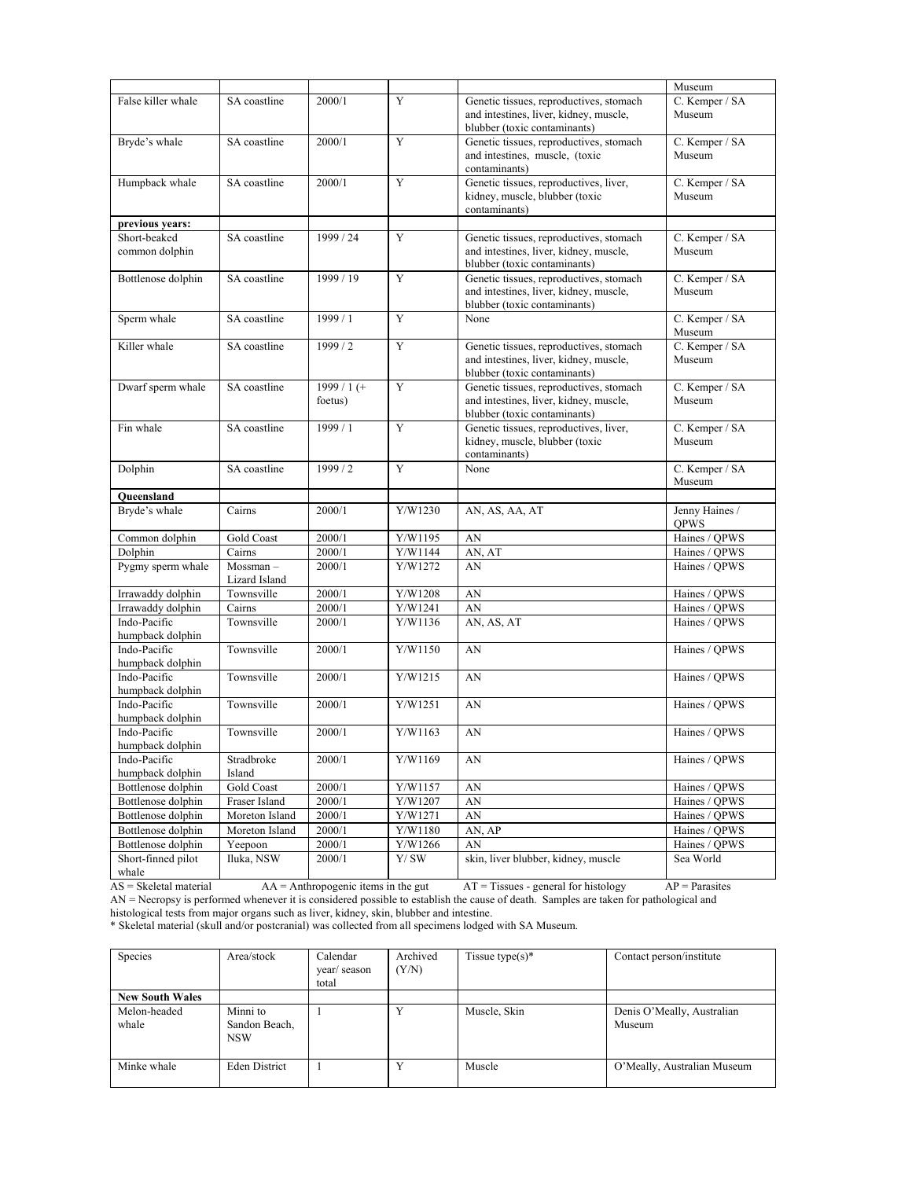| | | | | | Museum |
|---|---|---|---|---|---|
| False killer whale | SA coastline | 2000/1 | Y | Genetic tissues, reproductives, stomach and intestines, liver, kidney, muscle, blubber (toxic contaminants) | C. Kemper / SA Museum |
| Bryde's whale | SA coastline | 2000/1 | Y | Genetic tissues, reproductives, stomach and intestines, muscle, (toxic contaminants) | C. Kemper / SA Museum |
| Humpback whale | SA coastline | 2000/1 | Y | Genetic tissues, reproductives, liver, kidney, muscle, blubber (toxic contaminants) | C. Kemper / SA Museum |
| **previous years:** | | | | | |
| Short-beaked common dolphin | SA coastline | 1999 / 24 | Y | Genetic tissues, reproductives, stomach and intestines, liver, kidney, muscle, blubber (toxic contaminants) | C. Kemper / SA Museum |
| Bottlenose dolphin | SA coastline | 1999 / 19 | Y | Genetic tissues, reproductives, stomach and intestines, liver, kidney, muscle, blubber (toxic contaminants) | C. Kemper / SA Museum |
| Sperm whale | SA coastline | 1999 / 1 | Y | None | C. Kemper / SA Museum |
| Killer whale | SA coastline | 1999 / 2 | Y | Genetic tissues, reproductives, stomach and intestines, liver, kidney, muscle, blubber (toxic contaminants) | C. Kemper / SA Museum |
| Dwarf sperm whale | SA coastline | 1999 / 1 (+ foetus) | Y | Genetic tissues, reproductives, stomach and intestines, liver, kidney, muscle, blubber (toxic contaminants) | C. Kemper / SA Museum |
| Fin whale | SA coastline | 1999 / 1 | Y | Genetic tissues, reproductives, liver, kidney, muscle, blubber (toxic contaminants) | C. Kemper / SA Museum |
| Dolphin | SA coastline | 1999 / 2 | Y | None | C. Kemper / SA Museum |
| **Queensland** | | | | | |
| Bryde's whale | Cairns | 2000/1 | Y/W1230 | AN, AS, AA, AT | Jenny Haines / QPWS |
| Common dolphin | Gold Coast | 2000/1 | Y/W1195 | AN | Haines / QPWS |
| Dolphin | Cairns | 2000/1 | Y/W1144 | AN, AT | Haines / QPWS |
| Pygmy sperm whale | Mossman – Lizard Island | 2000/1 | Y/W1272 | AN | Haines / QPWS |
| Irrawaddy dolphin | Townsville | 2000/1 | Y/W1208 | AN | Haines / QPWS |
| Irrawaddy dolphin | Cairns | 2000/1 | Y/W1241 | AN | Haines / QPWS |
| Indo-Pacific humpback dolphin | Townsville | 2000/1 | Y/W1136 | AN, AS, AT | Haines / QPWS |
| Indo-Pacific humpback dolphin | Townsville | 2000/1 | Y/W1150 | AN | Haines / QPWS |
| Indo-Pacific humpback dolphin | Townsville | 2000/1 | Y/W1215 | AN | Haines / QPWS |
| Indo-Pacific humpback dolphin | Townsville | 2000/1 | Y/W1251 | AN | Haines / QPWS |
| Indo-Pacific humpback dolphin | Townsville | 2000/1 | Y/W1163 | AN | Haines / QPWS |
| Indo-Pacific humpback dolphin | Stradbroke Island | 2000/1 | Y/W1169 | AN | Haines / QPWS |
| Bottlenose dolphin | Gold Coast | 2000/1 | Y/W1157 | AN | Haines / QPWS |
| Bottlenose dolphin | Fraser Island | 2000/1 | Y/W1207 | AN | Haines / QPWS |
| Bottlenose dolphin | Moreton Island | 2000/1 | Y/W1271 | AN | Haines / QPWS |
| Bottlenose dolphin | Moreton Island | 2000/1 | Y/W1180 | AN, AP | Haines / QPWS |
| Bottlenose dolphin | Yeepoon | 2000/1 | Y/W1266 | AN | Haines / QPWS |
| Short-finned pilot whale | Iluka, NSW | 2000/1 | Y/ SW | skin, liver blubber, kidney, muscle | Sea World |

AS = Skeletal material   AA = Anthropogenic items in the gut   AT = Tissues - general for histology   AP = Parasites
AN = Necropsy is performed whenever it is considered possible to establish the cause of death. Samples are taken for pathological and histological tests from major organs such as liver, kidney, skin, blubber and intestine.
* Skeletal material (skull and/or postcranial) was collected from all specimens lodged with SA Museum.

| Species | Area/stock | Calendar year/ season total | Archived (Y/N) | Tissue type(s)* | Contact person/institute |
|---|---|---|---|---|---|
| **New South Wales** | | | | | |
| Melon-headed whale | Minni to Sandon Beach, NSW | 1 | Y | Muscle, Skin | Denis O'Meally, Australian Museum |
| Minke whale | Eden District | 1 | Y | Muscle | O'Meally, Australian Museum |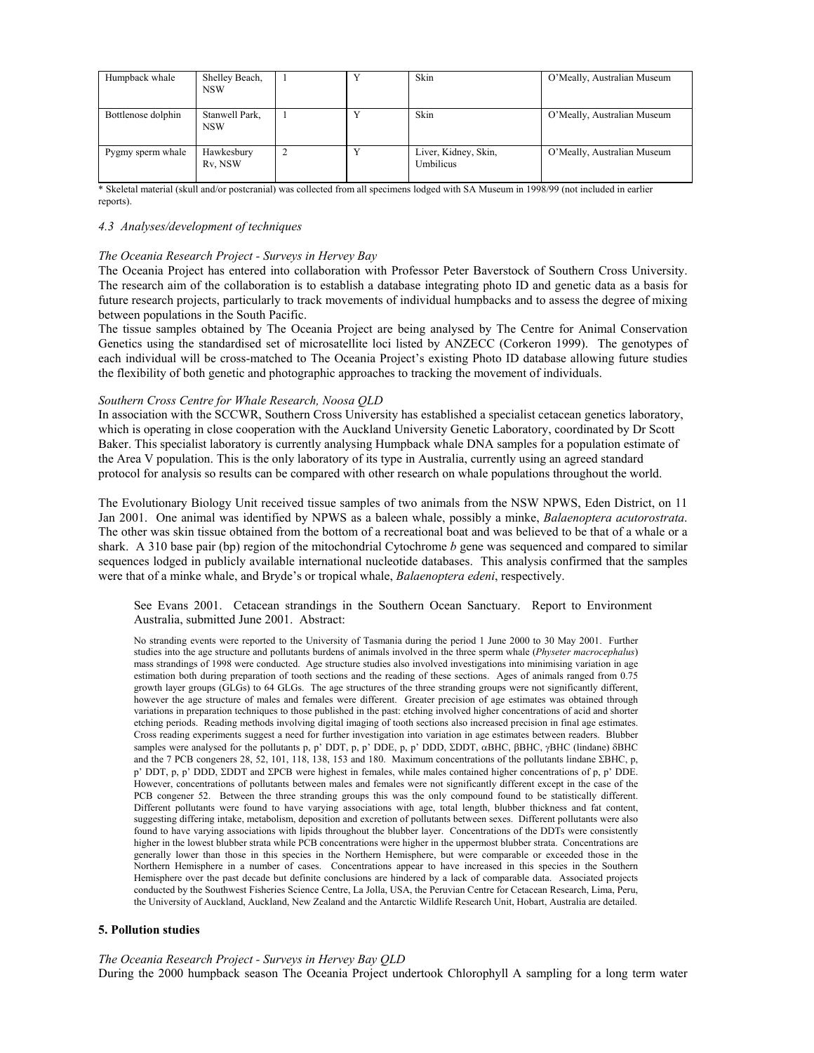| Humpback whale | Shelley Beach, NSW | 1 | Y | Skin | O'Meally, Australian Museum |
|---|---|---|---|---|---|
| Bottlenose dolphin | Stanwell Park, NSW | 1 | Y | Skin | O'Meally, Australian Museum |
| Pygmy sperm whale | Hawkesbury Rv, NSW | 2 | Y | Liver, Kidney, Skin, Umbilicus | O'Meally, Australian Museum |

\* Skeletal material (skull and/or postcranial) was collected from all specimens lodged with SA Museum in 1998/99 (not included in earlier reports).

*4.3 Analyses/development of techniques*

*The Oceania Research Project - Surveys in Hervey Bay*

The Oceania Project has entered into collaboration with Professor Peter Baverstock of Southern Cross University. The research aim of the collaboration is to establish a database integrating photo ID and genetic data as a basis for future research projects, particularly to track movements of individual humpbacks and to assess the degree of mixing between populations in the South Pacific.

The tissue samples obtained by The Oceania Project are being analysed by The Centre for Animal Conservation Genetics using the standardised set of microsatellite loci listed by ANZECC (Corkeron 1999). The genotypes of each individual will be cross-matched to The Oceania Project's existing Photo ID database allowing future studies the flexibility of both genetic and photographic approaches to tracking the movement of individuals.

*Southern Cross Centre for Whale Research, Noosa QLD*

In association with the SCCWR, Southern Cross University has established a specialist cetacean genetics laboratory, which is operating in close cooperation with the Auckland University Genetic Laboratory, coordinated by Dr Scott Baker. This specialist laboratory is currently analysing Humpback whale DNA samples for a population estimate of the Area V population. This is the only laboratory of its type in Australia, currently using an agreed standard protocol for analysis so results can be compared with other research on whale populations throughout the world.

The Evolutionary Biology Unit received tissue samples of two animals from the NSW NPWS, Eden District, on 11 Jan 2001. One animal was identified by NPWS as a baleen whale, possibly a minke, *Balaenoptera acutorostrata*. The other was skin tissue obtained from the bottom of a recreational boat and was believed to be that of a whale or a shark. A 310 base pair (bp) region of the mitochondrial Cytochrome *b* gene was sequenced and compared to similar sequences lodged in publicly available international nucleotide databases. This analysis confirmed that the samples were that of a minke whale, and Bryde's or tropical whale, *Balaenoptera edeni*, respectively.

> See Evans 2001. Cetacean strandings in the Southern Ocean Sanctuary. Report to Environment Australia, submitted June 2001. Abstract:
>
> No stranding events were reported to the University of Tasmania during the period 1 June 2000 to 30 May 2001. Further studies into the age structure and pollutants burdens of animals involved in the three sperm whale (*Physeter macrocephalus*) mass strandings of 1998 were conducted. Age structure studies also involved investigations into minimising variation in age estimation both during preparation of tooth sections and the reading of these sections. Ages of animals ranged from 0.75 growth layer groups (GLGs) to 64 GLGs. The age structures of the three stranding groups were not significantly different, however the age structure of males and females were different. Greater precision of age estimates was obtained through variations in preparation techniques to those published in the past: etching involved higher concentrations of acid and shorter etching periods. Reading methods involving digital imaging of tooth sections also increased precision in final age estimates. Cross reading experiments suggest a need for further investigation into variation in age estimates between readers. Blubber samples were analysed for the pollutants p, p' DDT, p, p' DDE, p, p' DDD, ΣDDT, αBHC, βBHC, γBHC (lindane) δBHC and the 7 PCB congeners 28, 52, 101, 118, 138, 153 and 180. Maximum concentrations of the pollutants lindane ΣBHC, p, p' DDT, p, p' DDD, ΣDDT and ΣPCB were highest in females, while males contained higher concentrations of p, p' DDE. However, concentrations of pollutants between males and females were not significantly different except in the case of the PCB congener 52. Between the three stranding groups this was the only compound found to be statistically different. Different pollutants were found to have varying associations with age, total length, blubber thickness and fat content, suggesting differing intake, metabolism, deposition and excretion of pollutants between sexes. Different pollutants were also found to have varying associations with lipids throughout the blubber layer. Concentrations of the DDTs were consistently higher in the lowest blubber strata while PCB concentrations were higher in the uppermost blubber strata. Concentrations are generally lower than those in this species in the Northern Hemisphere, but were comparable or exceeded those in the Northern Hemisphere in a number of cases. Concentrations appear to have increased in this species in the Southern Hemisphere over the past decade but definite conclusions are hindered by a lack of comparable data. Associated projects conducted by the Southwest Fisheries Science Centre, La Jolla, USA, the Peruvian Centre for Cetacean Research, Lima, Peru, the University of Auckland, Auckland, New Zealand and the Antarctic Wildlife Research Unit, Hobart, Australia are detailed.

**5. Pollution studies**

*The Oceania Research Project - Surveys in Hervey Bay QLD*

During the 2000 humpback season The Oceania Project undertook Chlorophyll A sampling for a long term water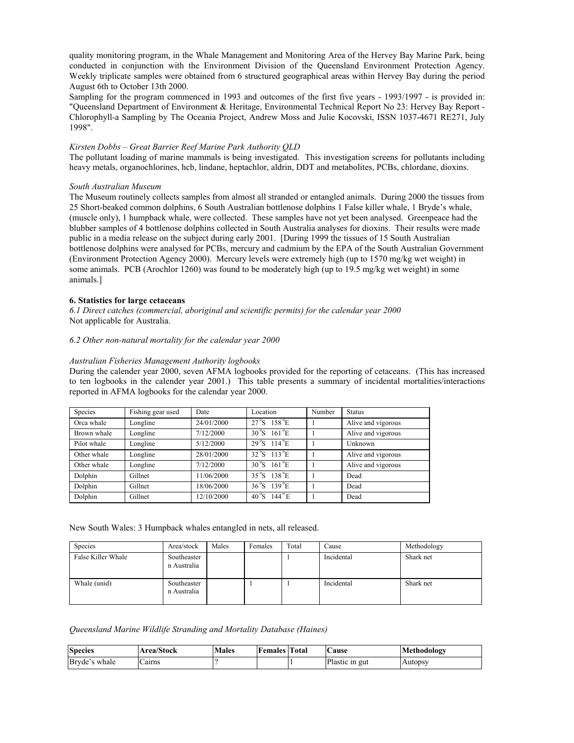quality monitoring program, in the Whale Management and Monitoring Area of the Hervey Bay Marine Park, being conducted in conjunction with the Environment Division of the Queensland Environment Protection Agency. Weekly triplicate samples were obtained from 6 structured geographical areas within Hervey Bay during the period August 6th to October 13th 2000.

Sampling for the program commenced in 1993 and outcomes of the first five years - 1993/1997 - is provided in: "Queensland Department of Environment & Heritage, Environmental Technical Report No 23: Hervey Bay Report - Chlorophyll-a Sampling by The Oceania Project, Andrew Moss and Julie Kocovski, ISSN 1037-4671 RE271, July 1998".

*Kirsten Dobbs – Great Barrier Reef Marine Park Authority QLD*

The pollutant loading of marine mammals is being investigated. This investigation screens for pollutants including heavy metals, organochlorines, hcb, lindane, heptachlor, aldrin, DDT and metabolites, PCBs, chlordane, dioxins.

*South Australian Museum*

The Museum routinely collects samples from almost all stranded or entangled animals. During 2000 the tissues from 25 Short-beaked common dolphins, 6 South Australian bottlenose dolphins 1 False killer whale, 1 Bryde's whale, (muscle only), 1 humpback whale, were collected. These samples have not yet been analysed. Greenpeace had the blubber samples of 4 bottlenose dolphins collected in South Australia analyses for dioxins. Their results were made public in a media release on the subject during early 2001. [During 1999 the tissues of 15 South Australian bottlenose dolphins were analysed for PCBs, mercury and cadmium by the EPA of the South Australian Government (Environment Protection Agency 2000). Mercury levels were extremely high (up to 1570 mg/kg wet weight) in some animals. PCB (Arochlor 1260) was found to be moderately high (up to 19.5 mg/kg wet weight) in some animals.]

**6. Statistics for large cetaceans**

*6.1 Direct catches (commercial, aboriginal and scientific permits) for the calendar year 2000*

Not applicable for Australia.

*6.2 Other non-natural mortality for the calendar year 2000*

*Australian Fisheries Management Authority logbooks*

During the calender year 2000, seven AFMA logbooks provided for the reporting of cetaceans. (This has increased to ten logbooks in the calender year 2001.) This table presents a summary of incidental mortalities/interactions reported in AFMA logbooks for the calendar year 2000.

| Species | Fishing gear used | Date | Location | Number | Status |
|---|---|---|---|---|---|
| Orca whale | Longline | 24/01/2000 | 27°S 158°E | 1 | Alive and vigorous |
| Brown whale | Longline | 7/12/2000 | 30°S 161°E | 1 | Alive and vigorous |
| Pilot whale | Longline | 5/12/2000 | 29°S 114°E | 1 | Unknown |
| Other whale | Longline | 28/01/2000 | 32°S 113°E | 1 | Alive and vigorous |
| Other whale | Longline | 7/12/2000 | 30°S 161°E | 1 | Alive and vigorous |
| Dolphin | Gillnet | 11/06/2000 | 35°S 138°E | 1 | Dead |
| Dolphin | Gillnet | 18/06/2000 | 36°S 139°E | 1 | Dead |
| Dolphin | Gillnet | 12/10/2000 | 40°S 144°E | 1 | Dead |

New South Wales: 3 Humpback whales entangled in nets, all released.

| Species | Area/stock | Males | Females | Total | Cause | Methodology |
|---|---|---|---|---|---|---|
| False Killer Whale | Southeastern Australia | | | 1 | Incidental | Shark net |
| Whale (unid) | Southeastern Australia | | 1 | 1 | Incidental | Shark net |

*Queensland Marine Wildlife Stranding and Mortality Database (Haines)*

| Species | Area/Stock | Males | Females | Total | Cause | Methodology |
|---|---|---|---|---|---|---|
| Bryde's whale | Cairns | ? | | 1 | Plastic in gut | Autopsy |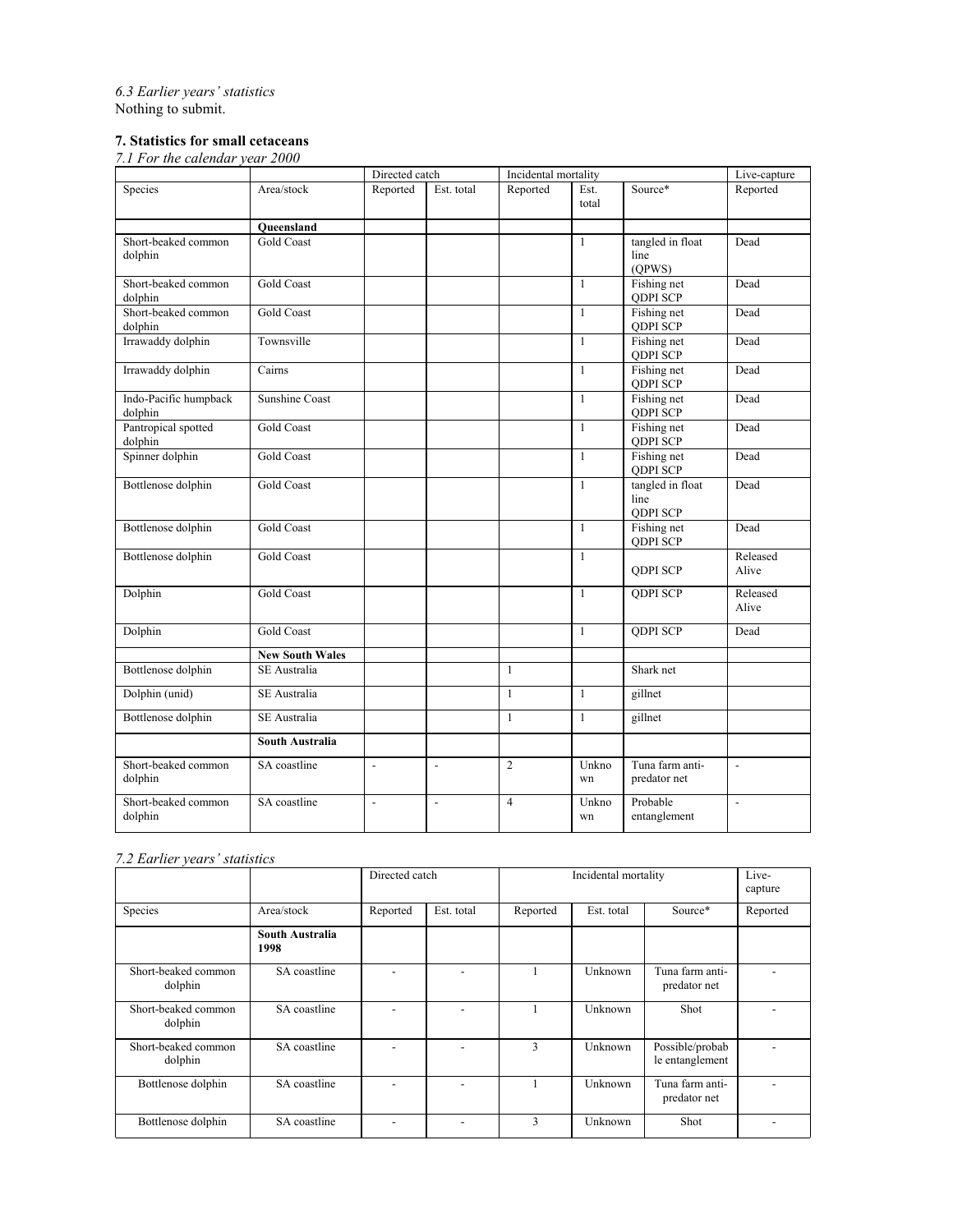*6.3 Earlier years' statistics*
Nothing to submit.

### 7. Statistics for small cetaceans

*7.1 For the calendar year 2000*

| | | Directed catch | | Incidental mortality | | | Live-capture |
|---|---|---|---|---|---|---|---|
| Species | Area/stock | Reported | Est. total | Reported | Est. total | Source* | Reported |
| | **Queensland** | | | | | | |
| Short-beaked common dolphin | Gold Coast | | | | 1 | tangled in float line (QPWS) | Dead |
| Short-beaked common dolphin | Gold Coast | | | | 1 | Fishing net QDPI SCP | Dead |
| Short-beaked common dolphin | Gold Coast | | | | 1 | Fishing net QDPI SCP | Dead |
| Irrawaddy dolphin | Townsville | | | | 1 | Fishing net QDPI SCP | Dead |
| Irrawaddy dolphin | Cairns | | | | 1 | Fishing net QDPI SCP | Dead |
| Indo-Pacific humpback dolphin | Sunshine Coast | | | | 1 | Fishing net QDPI SCP | Dead |
| Pantropical spotted dolphin | Gold Coast | | | | 1 | Fishing net QDPI SCP | Dead |
| Spinner dolphin | Gold Coast | | | | 1 | Fishing net QDPI SCP | Dead |
| Bottlenose dolphin | Gold Coast | | | | 1 | tangled in float line QDPI SCP | Dead |
| Bottlenose dolphin | Gold Coast | | | | 1 | Fishing net QDPI SCP | Dead |
| Bottlenose dolphin | Gold Coast | | | | 1 | QDPI SCP | Released Alive |
| Dolphin | Gold Coast | | | | 1 | QDPI SCP | Released Alive |
| Dolphin | Gold Coast | | | | 1 | QDPI SCP | Dead |
| | **New South Wales** | | | | | | |
| Bottlenose dolphin | SE Australia | | | 1 | | Shark net | |
| Dolphin (unid) | SE Australia | | | 1 | 1 | gillnet | |
| Bottlenose dolphin | SE Australia | | | 1 | 1 | gillnet | |
| | **South Australia** | | | | | | |
| Short-beaked common dolphin | SA coastline | - | - | 2 | Unknown | Tuna farm anti-predator net | - |
| Short-beaked common dolphin | SA coastline | - | - | 4 | Unknown | Probable entanglement | - |

*7.2 Earlier years' statistics*

| | | Directed catch | | Incidental mortality | | | Live-capture |
|---|---|---|---|---|---|---|---|
| Species | Area/stock | Reported | Est. total | Reported | Est. total | Source* | Reported |
| | **South Australia 1998** | | | | | | |
| Short-beaked common dolphin | SA coastline | - | - | 1 | Unknown | Tuna farm anti-predator net | - |
| Short-beaked common dolphin | SA coastline | - | - | 1 | Unknown | Shot | - |
| Short-beaked common dolphin | SA coastline | - | - | 3 | Unknown | Possible/probable entanglement | - |
| Bottlenose dolphin | SA coastline | - | - | 1 | Unknown | Tuna farm anti-predator net | - |
| Bottlenose dolphin | SA coastline | - | - | 3 | Unknown | Shot | - |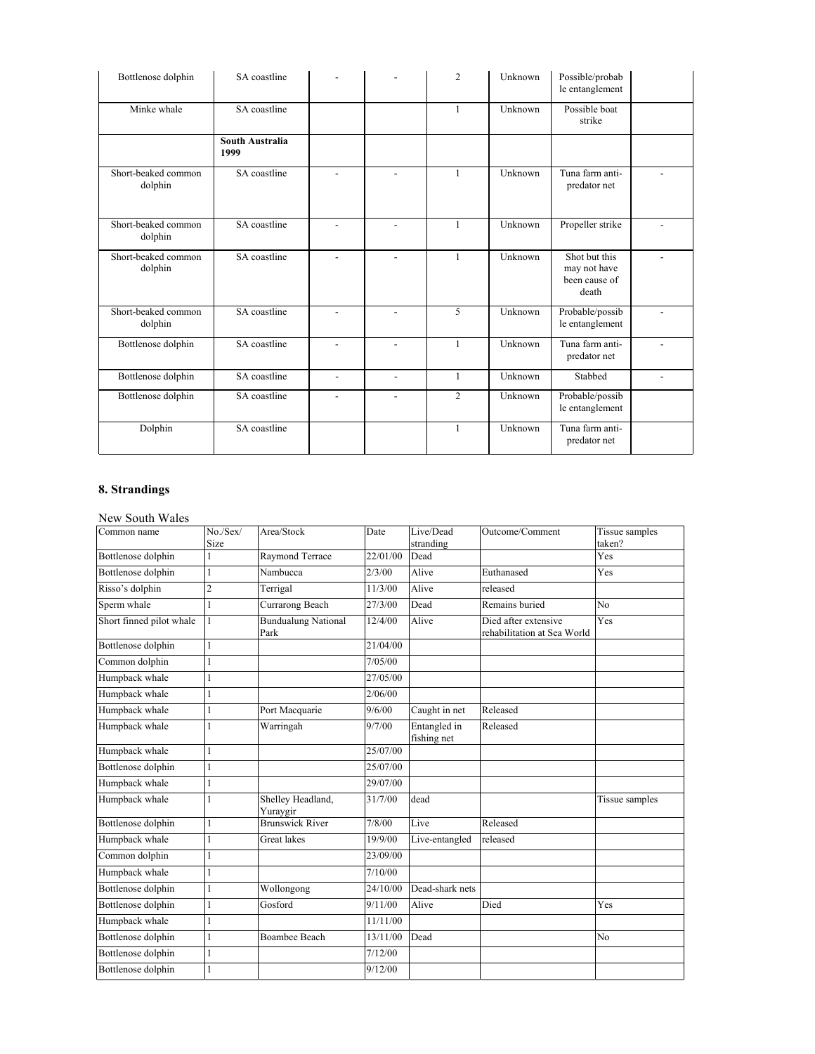| | | | | | | | |
|---|---|---|---|---|---|---|---|
| Bottlenose dolphin | SA coastline | - | - | 2 | Unknown | Possible/probable entanglement | |
| Minke whale | SA coastline | | | 1 | Unknown | Possible boat strike | |
| | **South Australia 1999** | | | | | | |
| Short-beaked common dolphin | SA coastline | - | - | 1 | Unknown | Tuna farm anti-predator net | - |
| Short-beaked common dolphin | SA coastline | - | - | 1 | Unknown | Propeller strike | - |
| Short-beaked common dolphin | SA coastline | - | - | 1 | Unknown | Shot but this may not have been cause of death | - |
| Short-beaked common dolphin | SA coastline | - | - | 5 | Unknown | Probable/possible entanglement | - |
| Bottlenose dolphin | SA coastline | - | - | 1 | Unknown | Tuna farm anti-predator net | - |
| Bottlenose dolphin | SA coastline | - | - | 1 | Unknown | Stabbed | - |
| Bottlenose dolphin | SA coastline | - | - | 2 | Unknown | Probable/possible entanglement | |
| Dolphin | SA coastline | | | 1 | Unknown | Tuna farm anti-predator net | |

## 8. Strandings

New South Wales

| Common name | No./Sex/ Size | Area/Stock | Date | Live/Dead stranding | Outcome/Comment | Tissue samples taken? |
|---|---|---|---|---|---|---|
| Bottlenose dolphin | 1 | Raymond Terrace | 22/01/00 | Dead | | Yes |
| Bottlenose dolphin | 1 | Nambucca | 2/3/00 | Alive | Euthanased | Yes |
| Risso's dolphin | 2 | Terrigal | 11/3/00 | Alive | released | |
| Sperm whale | 1 | Currarong Beach | 27/3/00 | Dead | Remains buried | No |
| Short finned pilot whale | 1 | Bundualung National Park | 12/4/00 | Alive | Died after extensive rehabilitation at Sea World | Yes |
| Bottlenose dolphin | 1 | | 21/04/00 | | | |
| Common dolphin | 1 | | 7/05/00 | | | |
| Humpback whale | 1 | | 27/05/00 | | | |
| Humpback whale | 1 | | 2/06/00 | | | |
| Humpback whale | 1 | Port Macquarie | 9/6/00 | Caught in net | Released | |
| Humpback whale | 1 | Warringah | 9/7/00 | Entangled in fishing net | Released | |
| Humpback whale | 1 | | 25/07/00 | | | |
| Bottlenose dolphin | 1 | | 25/07/00 | | | |
| Humpback whale | 1 | | 29/07/00 | | | |
| Humpback whale | 1 | Shelley Headland, Yuraygir | 31/7/00 | dead | | Tissue samples |
| Bottlenose dolphin | 1 | Brunswick River | 7/8/00 | Live | Released | |
| Humpback whale | 1 | Great lakes | 19/9/00 | Live-entangled | released | |
| Common dolphin | 1 | | 23/09/00 | | | |
| Humpback whale | 1 | | 7/10/00 | | | |
| Bottlenose dolphin | 1 | Wollongong | 24/10/00 | Dead-shark nets | | |
| Bottlenose dolphin | 1 | Gosford | 9/11/00 | Alive | Died | Yes |
| Humpback whale | 1 | | 11/11/00 | | | |
| Bottlenose dolphin | 1 | Boambee Beach | 13/11/00 | Dead | | No |
| Bottlenose dolphin | 1 | | 7/12/00 | | | |
| Bottlenose dolphin | 1 | | 9/12/00 | | | |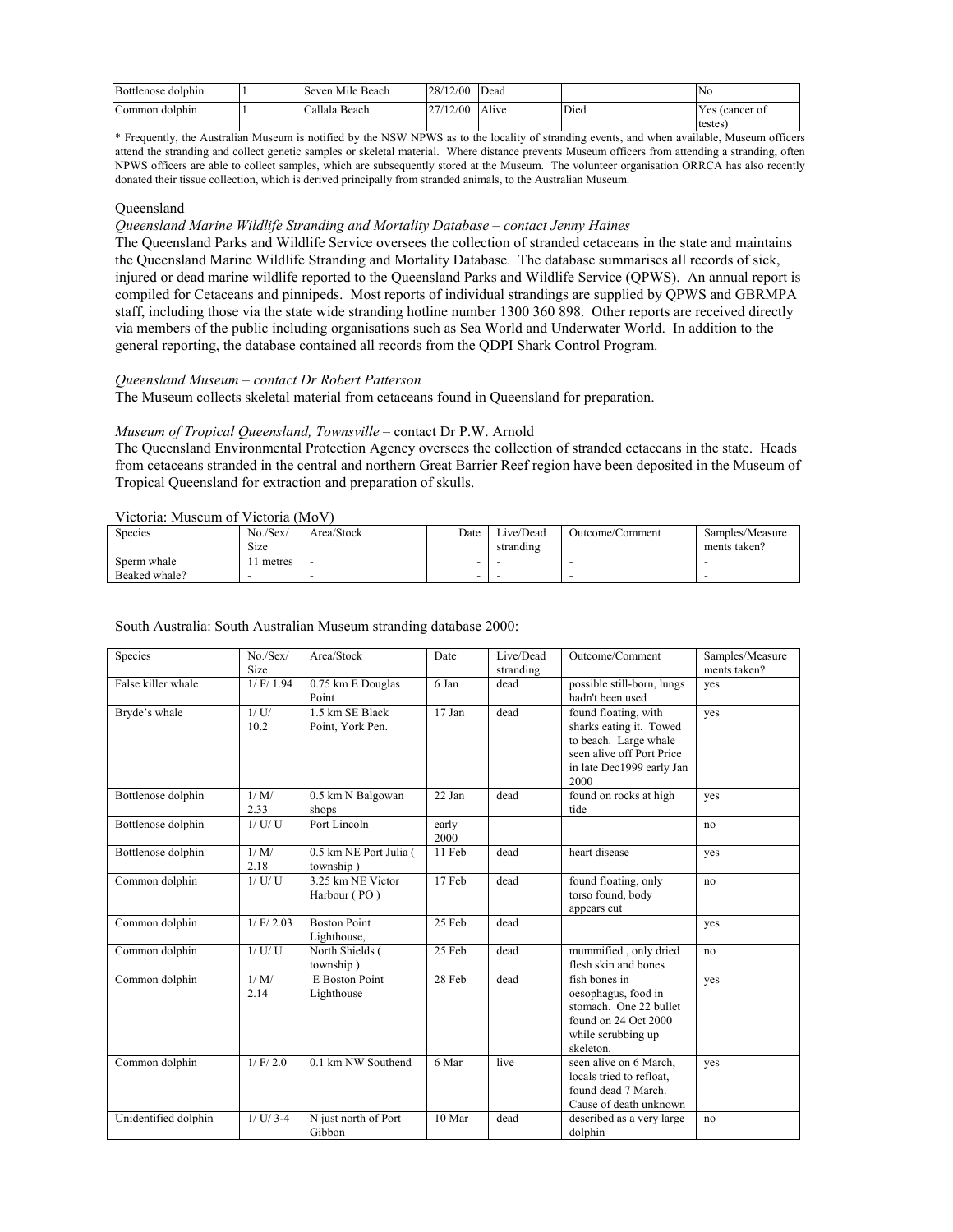| Bottlenose dolphin | 1 | Seven Mile Beach | 28/12/00 | Dead | | No |
|---|---|---|---|---|---|---|
| Common dolphin | 1 | Callala Beach | 27/12/00 | Alive | Died | Yes (cancer of testes) |

* Frequently, the Australian Museum is notified by the NSW NPWS as to the locality of stranding events, and when available, Museum officers attend the stranding and collect genetic samples or skeletal material. Where distance prevents Museum officers from attending a stranding, often NPWS officers are able to collect samples, which are subsequently stored at the Museum. The volunteer organisation ORRCA has also recently donated their tissue collection, which is derived principally from stranded animals, to the Australian Museum.

Queensland

*Queensland Marine Wildlife Stranding and Mortality Database – contact Jenny Haines*

The Queensland Parks and Wildlife Service oversees the collection of stranded cetaceans in the state and maintains the Queensland Marine Wildlife Stranding and Mortality Database. The database summarises all records of sick, injured or dead marine wildlife reported to the Queensland Parks and Wildlife Service (QPWS). An annual report is compiled for Cetaceans and pinnipeds. Most reports of individual strandings are supplied by QPWS and GBRMPA staff, including those via the state wide stranding hotline number 1300 360 898. Other reports are received directly via members of the public including organisations such as Sea World and Underwater World. In addition to the general reporting, the database contained all records from the QDPI Shark Control Program.

*Queensland Museum – contact Dr Robert Patterson*

The Museum collects skeletal material from cetaceans found in Queensland for preparation.

*Museum of Tropical Queensland, Townsville* – contact Dr P.W. Arnold

The Queensland Environmental Protection Agency oversees the collection of stranded cetaceans in the state. Heads from cetaceans stranded in the central and northern Great Barrier Reef region have been deposited in the Museum of Tropical Queensland for extraction and preparation of skulls.

Victoria: Museum of Victoria (MoV)

| Species | No./Sex/ Size | Area/Stock | Date | Live/Dead stranding | Outcome/Comment | Samples/Measurements taken? |
|---|---|---|---|---|---|---|
| Sperm whale | 11 metres | - | - | - | - | - |
| Beaked whale? | - | - | - | - | - | - |

South Australia: South Australian Museum stranding database 2000:

| Species | No./Sex/ Size | Area/Stock | Date | Live/Dead stranding | Outcome/Comment | Samples/Measurements taken? |
|---|---|---|---|---|---|---|
| False killer whale | 1/ F/ 1.94 | 0.75 km E Douglas Point | 6 Jan | dead | possible still-born, lungs hadn't been used | yes |
| Bryde's whale | 1/ U/ 10.2 | 1.5 km SE Black Point, York Pen. | 17 Jan | dead | found floating, with sharks eating it. Towed to beach. Large whale seen alive off Port Price in late Dec1999 early Jan 2000 | yes |
| Bottlenose dolphin | 1/ M/ 2.33 | 0.5 km N Balgowan shops | 22 Jan | dead | found on rocks at high tide | yes |
| Bottlenose dolphin | 1/ U/ U | Port Lincoln | early 2000 | | | no |
| Bottlenose dolphin | 1/ M/ 2.18 | 0.5 km NE Port Julia ( township ) | 11 Feb | dead | heart disease | yes |
| Common dolphin | 1/ U/ U | 3.25 km NE Victor Harbour ( PO ) | 17 Feb | dead | found floating, only torso found, body appears cut | no |
| Common dolphin | 1/ F/ 2.03 | Boston Point Lighthouse, | 25 Feb | dead | | yes |
| Common dolphin | 1/ U/ U | North Shields ( township ) | 25 Feb | dead | mummified , only dried flesh skin and bones | no |
| Common dolphin | 1/ M/ 2.14 | E Boston Point Lighthouse | 28 Feb | dead | fish bones in oesophagus, food in stomach. One 22 bullet found on 24 Oct 2000 while scrubbing up skeleton. | yes |
| Common dolphin | 1/ F/ 2.0 | 0.1 km NW Southend | 6 Mar | live | seen alive on 6 March, locals tried to refloat, found dead 7 March. Cause of death unknown | yes |
| Unidentified dolphin | 1/ U/ 3-4 | N just north of Port Gibbon | 10 Mar | dead | described as a very large dolphin | no |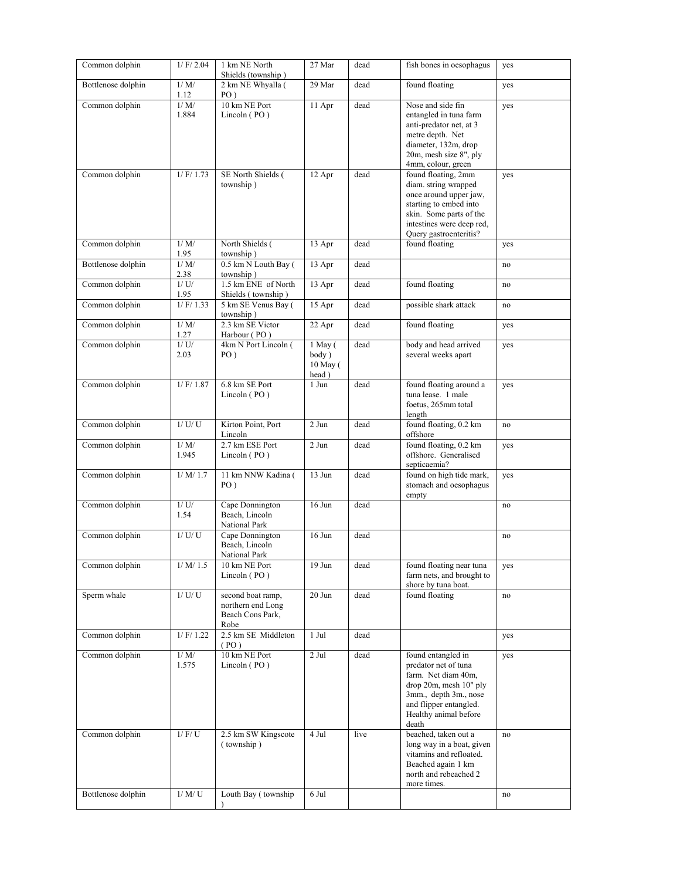| Common dolphin | 1/ F/ 2.04 | 1 km NE North Shields (township ) | 27 Mar | dead | fish bones in oesophagus | yes |
|---|---|---|---|---|---|---|
| Bottlenose dolphin | 1/ M/ 1.12 | 2 km NE Whyalla ( PO ) | 29 Mar | dead | found floating | yes |
| Common dolphin | 1/ M/ 1.884 | 10 km NE Port Lincoln ( PO ) | 11 Apr | dead | Nose and side fin entangled in tuna farm anti-predator net, at 3 metre depth. Net diameter, 132m, drop 20m, mesh size 8", ply 4mm, colour, green | yes |
| Common dolphin | 1/ F/ 1.73 | SE North Shields ( township ) | 12 Apr | dead | found floating, 2mm diam. string wrapped once around upper jaw, starting to embed into skin. Some parts of the intestines were deep red, Query gastroenteritis? | yes |
| Common dolphin | 1/ M/ 1.95 | North Shields ( township ) | 13 Apr | dead | found floating | yes |
| Bottlenose dolphin | 1/ M/ 2.38 | 0.5 km N Louth Bay ( township ) | 13 Apr | dead | | no |
| Common dolphin | 1/ U/ 1.95 | 1.5 km ENE of North Shields ( township ) | 13 Apr | dead | found floating | no |
| Common dolphin | 1/ F/ 1.33 | 5 km SE Venus Bay ( township ) | 15 Apr | dead | possible shark attack | no |
| Common dolphin | 1/ M/ 1.27 | 2.3 km SE Victor Harbour ( PO ) | 22 Apr | dead | found floating | yes |
| Common dolphin | 1/ U/ 2.03 | 4km N Port Lincoln ( PO ) | 1 May ( body ) 10 May ( head ) | dead | body and head arrived several weeks apart | yes |
| Common dolphin | 1/ F/ 1.87 | 6.8 km SE Port Lincoln ( PO ) | 1 Jun | dead | found floating around a tuna lease. 1 male foetus, 265mm total length | yes |
| Common dolphin | 1/ U/ U | Kirton Point, Port Lincoln | 2 Jun | dead | found floating, 0.2 km offshore | no |
| Common dolphin | 1/ M/ 1.945 | 2.7 km ESE Port Lincoln ( PO ) | 2 Jun | dead | found floating, 0.2 km offshore. Generalised septicaemia? | yes |
| Common dolphin | 1/ M/ 1.7 | 11 km NNW Kadina ( PO ) | 13 Jun | dead | found on high tide mark, stomach and oesophagus empty | yes |
| Common dolphin | 1/ U/ 1.54 | Cape Donnington Beach, Lincoln National Park | 16 Jun | dead | | no |
| Common dolphin | 1/ U/ U | Cape Donnington Beach, Lincoln National Park | 16 Jun | dead | | no |
| Common dolphin | 1/ M/ 1.5 | 10 km NE Port Lincoln ( PO ) | 19 Jun | dead | found floating near tuna farm nets, and brought to shore by tuna boat. | yes |
| Sperm whale | 1/ U/ U | second boat ramp, northern end Long Beach Cons Park, Robe | 20 Jun | dead | found floating | no |
| Common dolphin | 1/ F/ 1.22 | 2.5 km SE Middleton ( PO ) | 1 Jul | dead | | yes |
| Common dolphin | 1/ M/ 1.575 | 10 km NE Port Lincoln ( PO ) | 2 Jul | dead | found entangled in predator net of tuna farm. Net diam 40m, drop 20m, mesh 10" ply 3mm., depth 3m., nose and flipper entangled. Healthy animal before death | yes |
| Common dolphin | 1/ F/ U | 2.5 km SW Kingscote ( township ) | 4 Jul | live | beached, taken out a long way in a boat, given vitamins and refloated. Beached again 1 km north and rebeached 2 more times. | no |
| Bottlenose dolphin | 1/ M/ U | Louth Bay ( township ) | 6 Jul | | | no |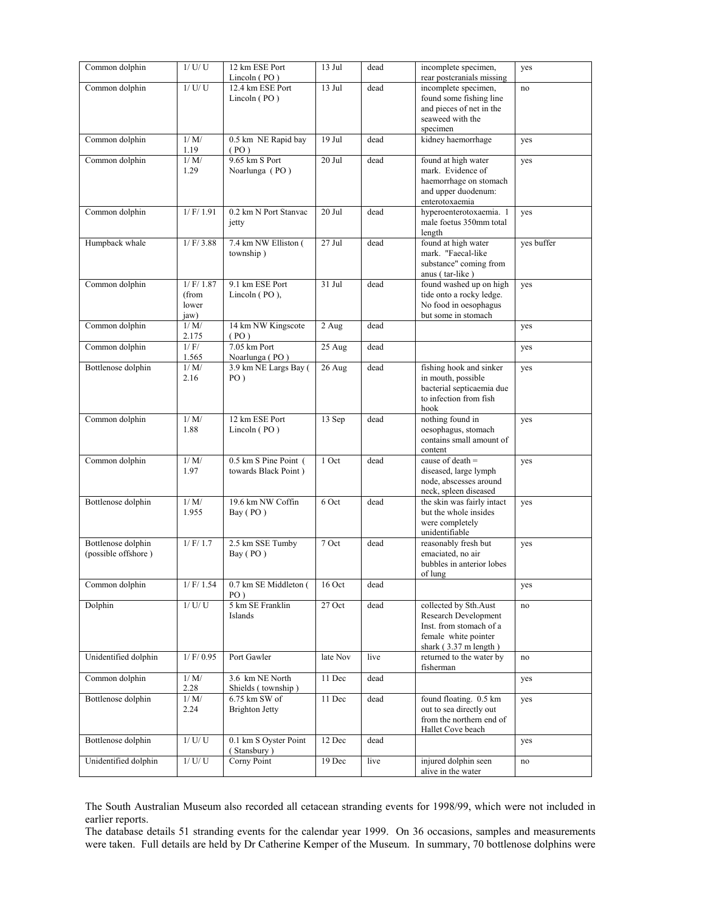| Common dolphin | 1/ U/ U | 12 km ESE Port Lincoln ( PO ) | 13 Jul | dead | incomplete specimen, rear postcranials missing | yes |
|---|---|---|---|---|---|---|
| Common dolphin | 1/ U/ U | 12.4 km ESE Port Lincoln ( PO ) | 13 Jul | dead | incomplete specimen, found some fishing line and pieces of net in the seaweed with the specimen | no |
| Common dolphin | 1/ M/ 1.19 | 0.5 km NE Rapid bay ( PO ) | 19 Jul | dead | kidney haemorrhage | yes |
| Common dolphin | 1/ M/ 1.29 | 9.65 km S Port Noarlunga ( PO ) | 20 Jul | dead | found at high water mark. Evidence of haemorrhage on stomach and upper duodenum: enterotoxaemia | yes |
| Common dolphin | 1/ F/ 1.91 | 0.2 km N Port Stanvac jetty | 20 Jul | dead | hyperoenterotoxaemia. 1 male foetus 350mm total length | yes |
| Humpback whale | 1/ F/ 3.88 | 7.4 km NW Elliston ( township ) | 27 Jul | dead | found at high water mark. "Faecal-like substance" coming from anus ( tar-like ) | yes buffer |
| Common dolphin | 1/ F/ 1.87 (from lower jaw) | 9.1 km ESE Port Lincoln ( PO ), | 31 Jul | dead | found washed up on high tide onto a rocky ledge. No food in oesophagus but some in stomach | yes |
| Common dolphin | 1/ M/ 2.175 | 14 km NW Kingscote ( PO ) | 2 Aug | dead | | yes |
| Common dolphin | 1/ F/ 1.565 | 7.05 km Port Noarlunga ( PO ) | 25 Aug | dead | | yes |
| Bottlenose dolphin | 1/ M/ 2.16 | 3.9 km NE Largs Bay ( PO ) | 26 Aug | dead | fishing hook and sinker in mouth, possible bacterial septicaemia due to infection from fish hook | yes |
| Common dolphin | 1/ M/ 1.88 | 12 km ESE Port Lincoln ( PO ) | 13 Sep | dead | nothing found in oesophagus, stomach contains small amount of content | yes |
| Common dolphin | 1/ M/ 1.97 | 0.5 km S Pine Point ( towards Black Point ) | 1 Oct | dead | cause of death = diseased, large lymph node, abscesses around neck, spleen diseased | yes |
| Bottlenose dolphin | 1/ M/ 1.955 | 19.6 km NW Coffin Bay ( PO ) | 6 Oct | dead | the skin was fairly intact but the whole insides were completely unidentifiable | yes |
| Bottlenose dolphin (possible offshore ) | 1/ F/ 1.7 | 2.5 km SSE Tumby Bay ( PO ) | 7 Oct | dead | reasonably fresh but emaciated, no air bubbles in anterior lobes of lung | yes |
| Common dolphin | 1/ F/ 1.54 | 0.7 km SE Middleton ( PO ) | 16 Oct | dead | | yes |
| Dolphin | 1/ U/ U | 5 km SE Franklin Islands | 27 Oct | dead | collected by Sth.Aust Research Development Inst. from stomach of a female white pointer shark ( 3.37 m length ) | no |
| Unidentified dolphin | 1/ F/ 0.95 | Port Gawler | late Nov | live | returned to the water by fisherman | no |
| Common dolphin | 1/ M/ 2.28 | 3.6 km NE North Shields ( township ) | 11 Dec | dead | | yes |
| Bottlenose dolphin | 1/ M/ 2.24 | 6.75 km SW of Brighton Jetty | 11 Dec | dead | found floating. 0.5 km out to sea directly out from the northern end of Hallet Cove beach | yes |
| Bottlenose dolphin | 1/ U/ U | 0.1 km S Oyster Point ( Stansbury ) | 12 Dec | dead | | yes |
| Unidentified dolphin | 1/ U/ U | Corny Point | 19 Dec | live | injured dolphin seen alive in the water | no |

The South Australian Museum also recorded all cetacean stranding events for 1998/99, which were not included in earlier reports.

The database details 51 stranding events for the calendar year 1999. On 36 occasions, samples and measurements were taken. Full details are held by Dr Catherine Kemper of the Museum. In summary, 70 bottlenose dolphins were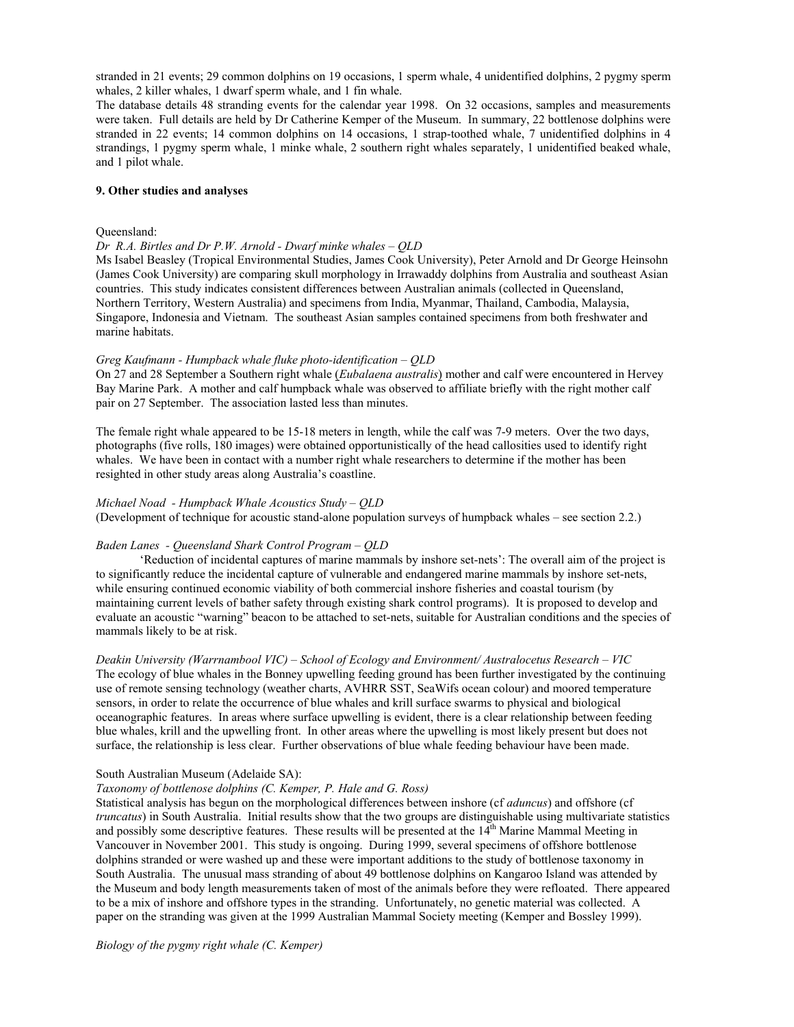stranded in 21 events; 29 common dolphins on 19 occasions, 1 sperm whale, 4 unidentified dolphins, 2 pygmy sperm whales, 2 killer whales, 1 dwarf sperm whale, and 1 fin whale.

The database details 48 stranding events for the calendar year 1998. On 32 occasions, samples and measurements were taken. Full details are held by Dr Catherine Kemper of the Museum. In summary, 22 bottlenose dolphins were stranded in 22 events; 14 common dolphins on 14 occasions, 1 strap-toothed whale, 7 unidentified dolphins in 4 strandings, 1 pygmy sperm whale, 1 minke whale, 2 southern right whales separately, 1 unidentified beaked whale, and 1 pilot whale.

**9. Other studies and analyses**

Queensland:

*Dr R.A. Birtles and Dr P.W. Arnold - Dwarf minke whales – QLD*

Ms Isabel Beasley (Tropical Environmental Studies, James Cook University), Peter Arnold and Dr George Heinsohn (James Cook University) are comparing skull morphology in Irrawaddy dolphins from Australia and southeast Asian countries. This study indicates consistent differences between Australian animals (collected in Queensland, Northern Territory, Western Australia) and specimens from India, Myanmar, Thailand, Cambodia, Malaysia, Singapore, Indonesia and Vietnam. The southeast Asian samples contained specimens from both freshwater and marine habitats.

*Greg Kaufmann - Humpback whale fluke photo-identification – QLD*

On 27 and 28 September a Southern right whale (*Eubalaena australis*) mother and calf were encountered in Hervey Bay Marine Park. A mother and calf humpback whale was observed to affiliate briefly with the right mother calf pair on 27 September. The association lasted less than minutes.

The female right whale appeared to be 15-18 meters in length, while the calf was 7-9 meters. Over the two days, photographs (five rolls, 180 images) were obtained opportunistically of the head callosities used to identify right whales. We have been in contact with a number right whale researchers to determine if the mother has been resighted in other study areas along Australia's coastline.

*Michael Noad - Humpback Whale Acoustics Study – QLD*

(Development of technique for acoustic stand-alone population surveys of humpback whales – see section 2.2.)

*Baden Lanes - Queensland Shark Control Program – QLD*

'Reduction of incidental captures of marine mammals by inshore set-nets': The overall aim of the project is to significantly reduce the incidental capture of vulnerable and endangered marine mammals by inshore set-nets, while ensuring continued economic viability of both commercial inshore fisheries and coastal tourism (by maintaining current levels of bather safety through existing shark control programs). It is proposed to develop and evaluate an acoustic "warning" beacon to be attached to set-nets, suitable for Australian conditions and the species of mammals likely to be at risk.

*Deakin University (Warrnambool VIC) – School of Ecology and Environment/ Australocetus Research – VIC*

The ecology of blue whales in the Bonney upwelling feeding ground has been further investigated by the continuing use of remote sensing technology (weather charts, AVHRR SST, SeaWifs ocean colour) and moored temperature sensors, in order to relate the occurrence of blue whales and krill surface swarms to physical and biological oceanographic features. In areas where surface upwelling is evident, there is a clear relationship between feeding blue whales, krill and the upwelling front. In other areas where the upwelling is most likely present but does not surface, the relationship is less clear. Further observations of blue whale feeding behaviour have been made.

South Australian Museum (Adelaide SA):

*Taxonomy of bottlenose dolphins (C. Kemper, P. Hale and G. Ross)*

Statistical analysis has begun on the morphological differences between inshore (cf *aduncus*) and offshore (cf *truncatus*) in South Australia. Initial results show that the two groups are distinguishable using multivariate statistics and possibly some descriptive features. These results will be presented at the 14th Marine Mammal Meeting in Vancouver in November 2001. This study is ongoing. During 1999, several specimens of offshore bottlenose dolphins stranded or were washed up and these were important additions to the study of bottlenose taxonomy in South Australia. The unusual mass stranding of about 49 bottlenose dolphins on Kangaroo Island was attended by the Museum and body length measurements taken of most of the animals before they were refloated. There appeared to be a mix of inshore and offshore types in the stranding. Unfortunately, no genetic material was collected. A paper on the stranding was given at the 1999 Australian Mammal Society meeting (Kemper and Bossley 1999).

*Biology of the pygmy right whale (C. Kemper)*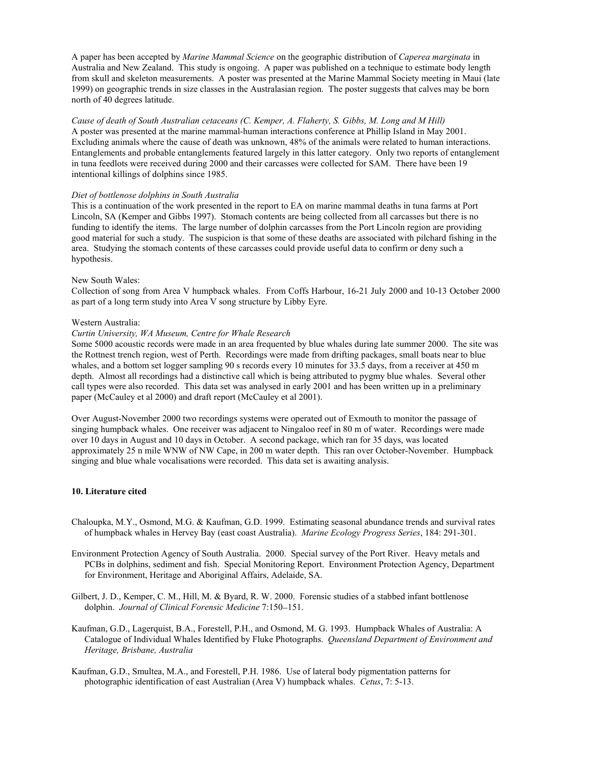A paper has been accepted by *Marine Mammal Science* on the geographic distribution of *Caperea marginata* in Australia and New Zealand. This study is ongoing. A paper was published on a technique to estimate body length from skull and skeleton measurements. A poster was presented at the Marine Mammal Society meeting in Maui (late 1999) on geographic trends in size classes in the Australasian region. The poster suggests that calves may be born north of 40 degrees latitude.

*Cause of death of South Australian cetaceans (C. Kemper, A. Flaherty, S. Gibbs, M. Long and M Hill)*
A poster was presented at the marine mammal-human interactions conference at Phillip Island in May 2001. Excluding animals where the cause of death was unknown, 48% of the animals were related to human interactions. Entanglements and probable entanglements featured largely in this latter category. Only two reports of entanglement in tuna feedlots were received during 2000 and their carcasses were collected for SAM. There have been 19 intentional killings of dolphins since 1985.

*Diet of bottlenose dolphins in South Australia*
This is a continuation of the work presented in the report to EA on marine mammal deaths in tuna farms at Port Lincoln, SA (Kemper and Gibbs 1997). Stomach contents are being collected from all carcasses but there is no funding to identify the items. The large number of dolphin carcasses from the Port Lincoln region are providing good material for such a study. The suspicion is that some of these deaths are associated with pilchard fishing in the area. Studying the stomach contents of these carcasses could provide useful data to confirm or deny such a hypothesis.

New South Wales:
Collection of song from Area V humpback whales. From Coffs Harbour, 16-21 July 2000 and 10-13 October 2000 as part of a long term study into Area V song structure by Libby Eyre.

Western Australia:
*Curtin University, WA Museum, Centre for Whale Research*
Some 5000 acoustic records were made in an area frequented by blue whales during late summer 2000. The site was the Rottnest trench region, west of Perth. Recordings were made from drifting packages, small boats near to blue whales, and a bottom set logger sampling 90 s records every 10 minutes for 33.5 days, from a receiver at 450 m depth. Almost all recordings had a distinctive call which is being attributed to pygmy blue whales. Several other call types were also recorded. This data set was analysed in early 2001 and has been written up in a preliminary paper (McCauley et al 2000) and draft report (McCauley et al 2001).

Over August-November 2000 two recordings systems were operated out of Exmouth to monitor the passage of singing humpback whales. One receiver was adjacent to Ningaloo reef in 80 m of water. Recordings were made over 10 days in August and 10 days in October. A second package, which ran for 35 days, was located approximately 25 n mile WNW of NW Cape, in 200 m water depth. This ran over October-November. Humpback singing and blue whale vocalisations were recorded. This data set is awaiting analysis.

**10. Literature cited**

Chaloupka, M.Y., Osmond, M.G. & Kaufman, G.D. 1999. Estimating seasonal abundance trends and survival rates of humpback whales in Hervey Bay (east coast Australia). *Marine Ecology Progress Series*, 184: 291-301.

Environment Protection Agency of South Australia. 2000. Special survey of the Port River. Heavy metals and PCBs in dolphins, sediment and fish. Special Monitoring Report. Environment Protection Agency, Department for Environment, Heritage and Aboriginal Affairs, Adelaide, SA.

Gilbert, J. D., Kemper, C. M., Hill, M. & Byard, R. W. 2000. Forensic studies of a stabbed infant bottlenose dolphin. *Journal of Clinical Forensic Medicine* 7:150–151.

Kaufman, G.D., Lagerquist, B.A., Forestell, P.H., and Osmond, M. G. 1993. Humpback Whales of Australia: A Catalogue of Individual Whales Identified by Fluke Photographs. *Queensland Department of Environment and Heritage, Brisbane, Australia*

Kaufman, G.D., Smultea, M.A., and Forestell, P.H. 1986. Use of lateral body pigmentation patterns for photographic identification of east Australian (Area V) humpback whales. *Cetus*, 7: 5-13.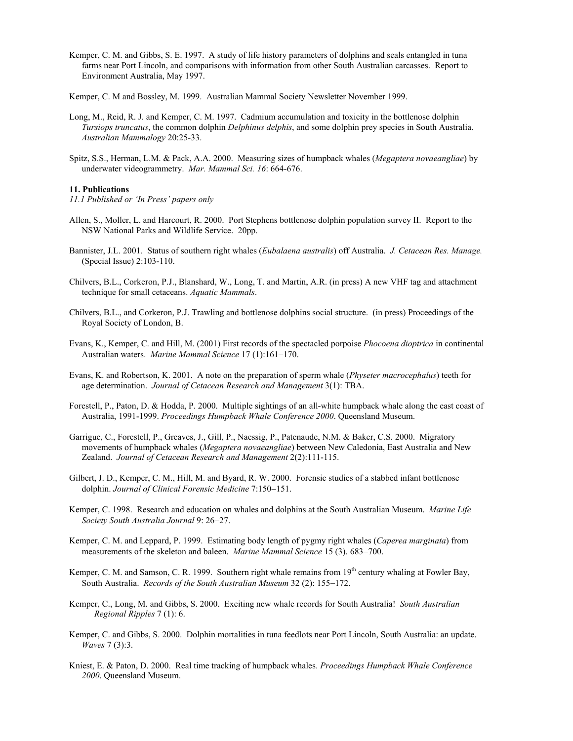Kemper, C. M. and Gibbs, S. E. 1997. A study of life history parameters of dolphins and seals entangled in tuna farms near Port Lincoln, and comparisons with information from other South Australian carcasses. Report to Environment Australia, May 1997.

Kemper, C. M and Bossley, M. 1999. Australian Mammal Society Newsletter November 1999.

Long, M., Reid, R. J. and Kemper, C. M. 1997. Cadmium accumulation and toxicity in the bottlenose dolphin *Tursiops truncatus*, the common dolphin *Delphinus delphis*, and some dolphin prey species in South Australia. *Australian Mammalogy* 20:25-33.

Spitz, S.S., Herman, L.M. & Pack, A.A. 2000. Measuring sizes of humpback whales (*Megaptera novaeangliae*) by underwater videogrammetry. *Mar. Mammal Sci. 16*: 664-676.

**11. Publications**

*11.1 Published or 'In Press' papers only*

Allen, S., Moller, L. and Harcourt, R. 2000. Port Stephens bottlenose dolphin population survey II. Report to the NSW National Parks and Wildlife Service. 20pp.

Bannister, J.L. 2001. Status of southern right whales (*Eubalaena australis*) off Australia. *J. Cetacean Res. Manage.* (Special Issue) 2:103-110.

Chilvers, B.L., Corkeron, P.J., Blanshard, W., Long, T. and Martin, A.R. (in press) A new VHF tag and attachment technique for small cetaceans. *Aquatic Mammals*.

Chilvers, B.L., and Corkeron, P.J. Trawling and bottlenose dolphins social structure. (in press) Proceedings of the Royal Society of London, B.

Evans, K., Kemper, C. and Hill, M. (2001) First records of the spectacled porpoise *Phocoena dioptrica* in continental Australian waters. *Marine Mammal Science* 17 (1):161−170.

Evans, K. and Robertson, K. 2001. A note on the preparation of sperm whale (*Physeter macrocephalus*) teeth for age determination. *Journal of Cetacean Research and Management* 3(1): TBA.

Forestell, P., Paton, D. & Hodda, P. 2000. Multiple sightings of an all-white humpback whale along the east coast of Australia, 1991-1999. *Proceedings Humpback Whale Conference 2000*. Queensland Museum.

Garrigue, C., Forestell, P., Greaves, J., Gill, P., Naessig, P., Patenaude, N.M. & Baker, C.S. 2000. Migratory movements of humpback whales (*Megaptera novaeangliae*) between New Caledonia, East Australia and New Zealand. *Journal of Cetacean Research and Management* 2(2):111-115.

Gilbert, J. D., Kemper, C. M., Hill, M. and Byard, R. W. 2000. Forensic studies of a stabbed infant bottlenose dolphin. *Journal of Clinical Forensic Medicine* 7:150−151.

Kemper, C. 1998. Research and education on whales and dolphins at the South Australian Museum. *Marine Life Society South Australia Journal* 9: 26−27.

Kemper, C. M. and Leppard, P. 1999. Estimating body length of pygmy right whales (*Caperea marginata*) from measurements of the skeleton and baleen. *Marine Mammal Science* 15 (3). 683−700.

Kemper, C. M. and Samson, C. R. 1999. Southern right whale remains from 19th century whaling at Fowler Bay, South Australia. *Records of the South Australian Museum* 32 (2): 155−172.

Kemper, C., Long, M. and Gibbs, S. 2000. Exciting new whale records for South Australia! *South Australian Regional Ripples* 7 (1): 6.

Kemper, C. and Gibbs, S. 2000. Dolphin mortalities in tuna feedlots near Port Lincoln, South Australia: an update. *Waves* 7 (3):3.

Kniest, E. & Paton, D. 2000. Real time tracking of humpback whales. *Proceedings Humpback Whale Conference 2000*. Queensland Museum.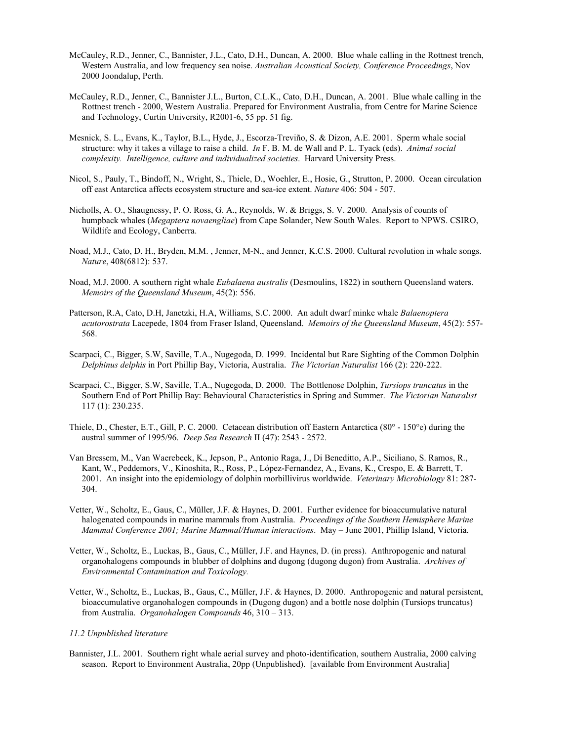McCauley, R.D., Jenner, C., Bannister, J.L., Cato, D.H., Duncan, A. 2000. Blue whale calling in the Rottnest trench, Western Australia, and low frequency sea noise. *Australian Acoustical Society, Conference Proceedings*, Nov 2000 Joondalup, Perth.

McCauley, R.D., Jenner, C., Bannister J.L., Burton, C.L.K., Cato, D.H., Duncan, A. 2001. Blue whale calling in the Rottnest trench - 2000, Western Australia. Prepared for Environment Australia, from Centre for Marine Science and Technology, Curtin University, R2001-6, 55 pp. 51 fig.

Mesnick, S. L., Evans, K., Taylor, B.L., Hyde, J., Escorza-Treviño, S. & Dizon, A.E. 2001. Sperm whale social structure: why it takes a village to raise a child. *In* F. B. M. de Wall and P. L. Tyack (eds). *Animal social complexity. Intelligence, culture and individualized societies*. Harvard University Press.

Nicol, S., Pauly, T., Bindoff, N., Wright, S., Thiele, D., Woehler, E., Hosie, G., Strutton, P. 2000. Ocean circulation off east Antarctica affects ecosystem structure and sea-ice extent. *Nature* 406: 504 - 507.

Nicholls, A. O., Shaugnessy, P. O. Ross, G. A., Reynolds, W. & Briggs, S. V. 2000. Analysis of counts of humpback whales (*Megaptera novaengliae*) from Cape Solander, New South Wales. Report to NPWS. CSIRO, Wildlife and Ecology, Canberra.

Noad, M.J., Cato, D. H., Bryden, M.M. , Jenner, M-N., and Jenner, K.C.S. 2000. Cultural revolution in whale songs. *Nature*, 408(6812): 537.

Noad, M.J. 2000. A southern right whale *Eubalaena australis* (Desmoulins, 1822) in southern Queensland waters. *Memoirs of the Queensland Museum*, 45(2): 556.

Patterson, R.A, Cato, D.H, Janetzki, H.A, Williams, S.C. 2000. An adult dwarf minke whale *Balaenoptera acutorostrata* Lacepede, 1804 from Fraser Island, Queensland. *Memoirs of the Queensland Museum*, 45(2): 557-568.

Scarpaci, C., Bigger, S.W, Saville, T.A., Nugegoda, D. 1999. Incidental but Rare Sighting of the Common Dolphin *Delphinus delphis* in Port Phillip Bay, Victoria, Australia. *The Victorian Naturalist* 166 (2): 220-222.

Scarpaci, C., Bigger, S.W, Saville, T.A., Nugegoda, D. 2000. The Bottlenose Dolphin, *Tursiops truncatus* in the Southern End of Port Phillip Bay: Behavioural Characteristics in Spring and Summer. *The Victorian Naturalist* 117 (1): 230.235.

Thiele, D., Chester, E.T., Gill, P. C. 2000. Cetacean distribution off Eastern Antarctica (80° - 150°e) during the austral summer of 1995/96. *Deep Sea Research* II (47): 2543 - 2572.

Van Bressem, M., Van Waerebeek, K., Jepson, P., Antonio Raga, J., Di Beneditto, A.P., Siciliano, S. Ramos, R., Kant, W., Peddemors, V., Kinoshita, R., Ross, P., López-Fernandez, A., Evans, K., Crespo, E. & Barrett, T. 2001. An insight into the epidemiology of dolphin morbillivirus worldwide. *Veterinary Microbiology* 81: 287-304.

Vetter, W., Scholtz, E., Gaus, C., Müller, J.F. & Haynes, D. 2001. Further evidence for bioaccumulative natural halogenated compounds in marine mammals from Australia. *Proceedings of the Southern Hemisphere Marine Mammal Conference 2001; Marine Mammal/Human interactions*. May – June 2001, Phillip Island, Victoria.

Vetter, W., Scholtz, E., Luckas, B., Gaus, C., Müller, J.F. and Haynes, D. (in press). Anthropogenic and natural organohalogens compounds in blubber of dolphins and dugong (dugong dugon) from Australia. *Archives of Environmental Contamination and Toxicology.*

Vetter, W., Scholtz, E., Luckas, B., Gaus, C., Müller, J.F. & Haynes, D. 2000. Anthropogenic and natural persistent, bioaccumulative organohalogen compounds in (Dugong dugon) and a bottle nose dolphin (Tursiops truncatus) from Australia. *Organohalogen Compounds* 46, 310 – 313.

*11.2 Unpublished literature*

Bannister, J.L. 2001. Southern right whale aerial survey and photo-identification, southern Australia, 2000 calving season. Report to Environment Australia, 20pp (Unpublished). [available from Environment Australia]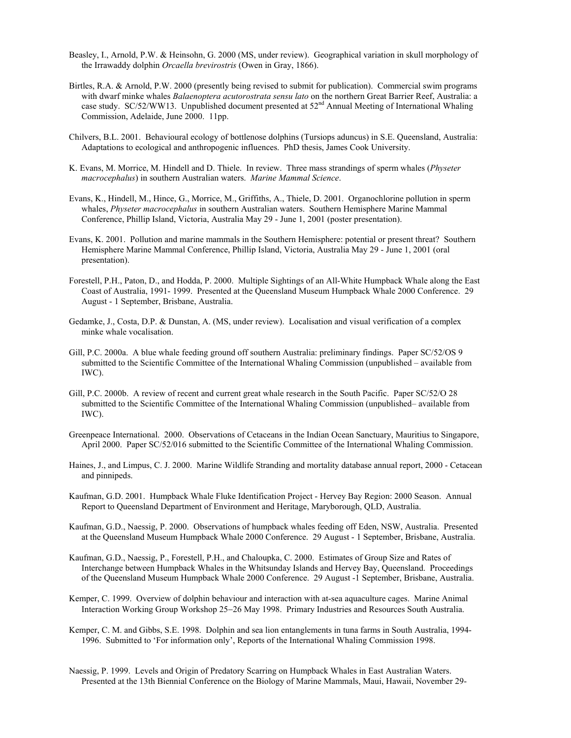Beasley, I., Arnold, P.W. & Heinsohn, G. 2000 (MS, under review). Geographical variation in skull morphology of the Irrawaddy dolphin *Orcaella brevirostris* (Owen in Gray, 1866).

Birtles, R.A. & Arnold, P.W. 2000 (presently being revised to submit for publication). Commercial swim programs with dwarf minke whales *Balaenoptera acutorostrata sensu lato* on the northern Great Barrier Reef, Australia: a case study. SC/52/WW13. Unpublished document presented at 52nd Annual Meeting of International Whaling Commission, Adelaide, June 2000. 11pp.

Chilvers, B.L. 2001. Behavioural ecology of bottlenose dolphins (Tursiops aduncus) in S.E. Queensland, Australia: Adaptations to ecological and anthropogenic influences. PhD thesis, James Cook University.

K. Evans, M. Morrice, M. Hindell and D. Thiele. In review. Three mass strandings of sperm whales (*Physeter macrocephalus*) in southern Australian waters. *Marine Mammal Science*.

Evans, K., Hindell, M., Hince, G., Morrice, M., Griffiths, A., Thiele, D. 2001. Organochlorine pollution in sperm whales, *Physeter macrocephalus* in southern Australian waters. Southern Hemisphere Marine Mammal Conference, Phillip Island, Victoria, Australia May 29 - June 1, 2001 (poster presentation).

Evans, K. 2001. Pollution and marine mammals in the Southern Hemisphere: potential or present threat? Southern Hemisphere Marine Mammal Conference, Phillip Island, Victoria, Australia May 29 - June 1, 2001 (oral presentation).

Forestell, P.H., Paton, D., and Hodda, P. 2000. Multiple Sightings of an All-White Humpback Whale along the East Coast of Australia, 1991- 1999. Presented at the Queensland Museum Humpback Whale 2000 Conference. 29 August - 1 September, Brisbane, Australia.

Gedamke, J., Costa, D.P. & Dunstan, A. (MS, under review). Localisation and visual verification of a complex minke whale vocalisation.

Gill, P.C. 2000a. A blue whale feeding ground off southern Australia: preliminary findings. Paper SC/52/OS 9 submitted to the Scientific Committee of the International Whaling Commission (unpublished – available from IWC).

Gill, P.C. 2000b. A review of recent and current great whale research in the South Pacific. Paper SC/52/O 28 submitted to the Scientific Committee of the International Whaling Commission (unpublished– available from IWC).

Greenpeace International. 2000. Observations of Cetaceans in the Indian Ocean Sanctuary, Mauritius to Singapore, April 2000. Paper SC/52/016 submitted to the Scientific Committee of the International Whaling Commission.

Haines, J., and Limpus, C. J. 2000. Marine Wildlife Stranding and mortality database annual report, 2000 - Cetacean and pinnipeds.

Kaufman, G.D. 2001. Humpback Whale Fluke Identification Project - Hervey Bay Region: 2000 Season. Annual Report to Queensland Department of Environment and Heritage, Maryborough, QLD, Australia.

Kaufman, G.D., Naessig, P. 2000. Observations of humpback whales feeding off Eden, NSW, Australia. Presented at the Queensland Museum Humpback Whale 2000 Conference. 29 August - 1 September, Brisbane, Australia.

Kaufman, G.D., Naessig, P., Forestell, P.H., and Chaloupka, C. 2000. Estimates of Group Size and Rates of Interchange between Humpback Whales in the Whitsunday Islands and Hervey Bay, Queensland. Proceedings of the Queensland Museum Humpback Whale 2000 Conference. 29 August -1 September, Brisbane, Australia.

Kemper, C. 1999. Overview of dolphin behaviour and interaction with at-sea aquaculture cages. Marine Animal Interaction Working Group Workshop 25–26 May 1998. Primary Industries and Resources South Australia.

Kemper, C. M. and Gibbs, S.E. 1998. Dolphin and sea lion entanglements in tuna farms in South Australia, 1994-1996. Submitted to 'For information only', Reports of the International Whaling Commission 1998.

Naessig, P. 1999. Levels and Origin of Predatory Scarring on Humpback Whales in East Australian Waters. Presented at the 13th Biennial Conference on the Biology of Marine Mammals, Maui, Hawaii, November 29-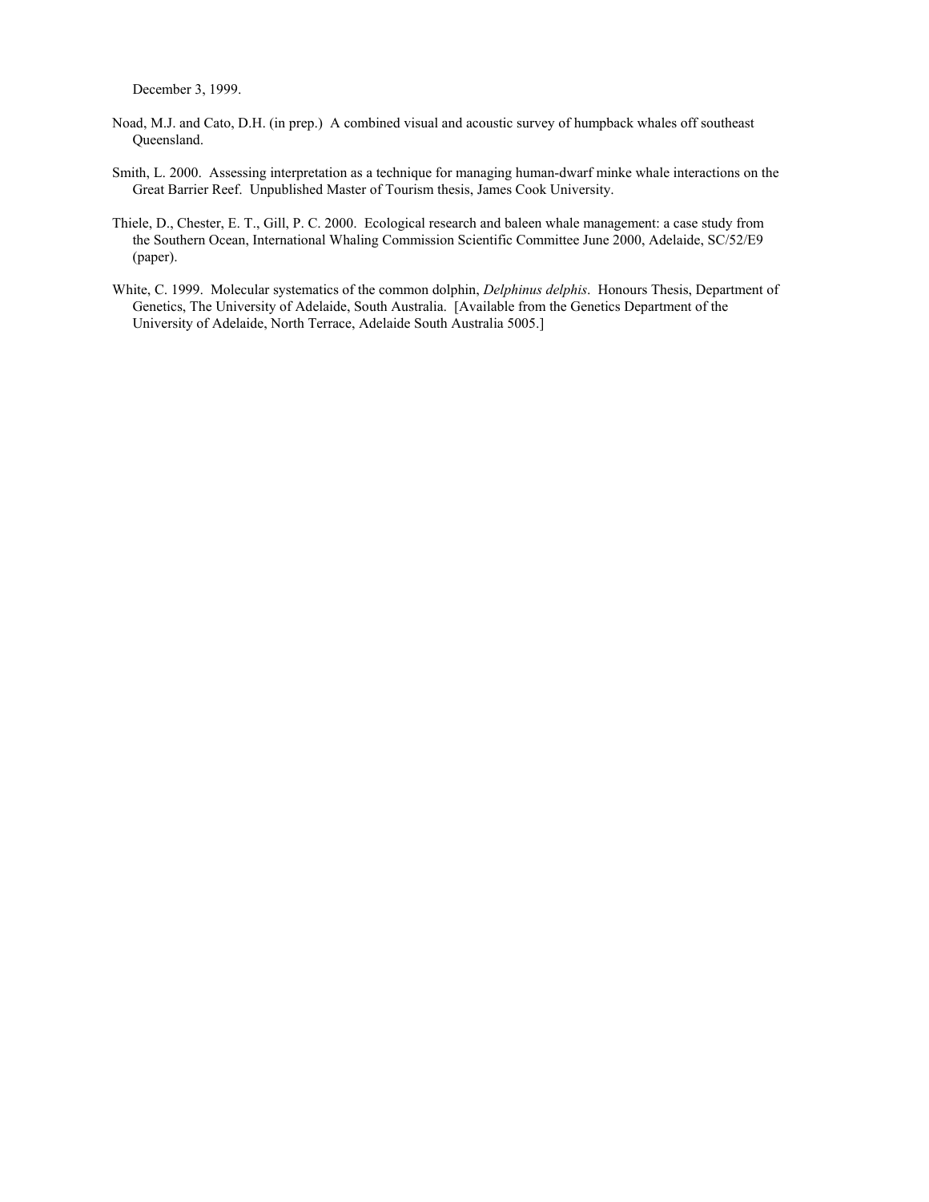December 3, 1999.

Noad, M.J. and Cato, D.H. (in prep.) A combined visual and acoustic survey of humpback whales off southeast Queensland.

Smith, L. 2000. Assessing interpretation as a technique for managing human-dwarf minke whale interactions on the Great Barrier Reef. Unpublished Master of Tourism thesis, James Cook University.

Thiele, D., Chester, E. T., Gill, P. C. 2000. Ecological research and baleen whale management: a case study from the Southern Ocean, International Whaling Commission Scientific Committee June 2000, Adelaide, SC/52/E9 (paper).

White, C. 1999. Molecular systematics of the common dolphin, *Delphinus delphis*. Honours Thesis, Department of Genetics, The University of Adelaide, South Australia. [Available from the Genetics Department of the University of Adelaide, North Terrace, Adelaide South Australia 5005.]